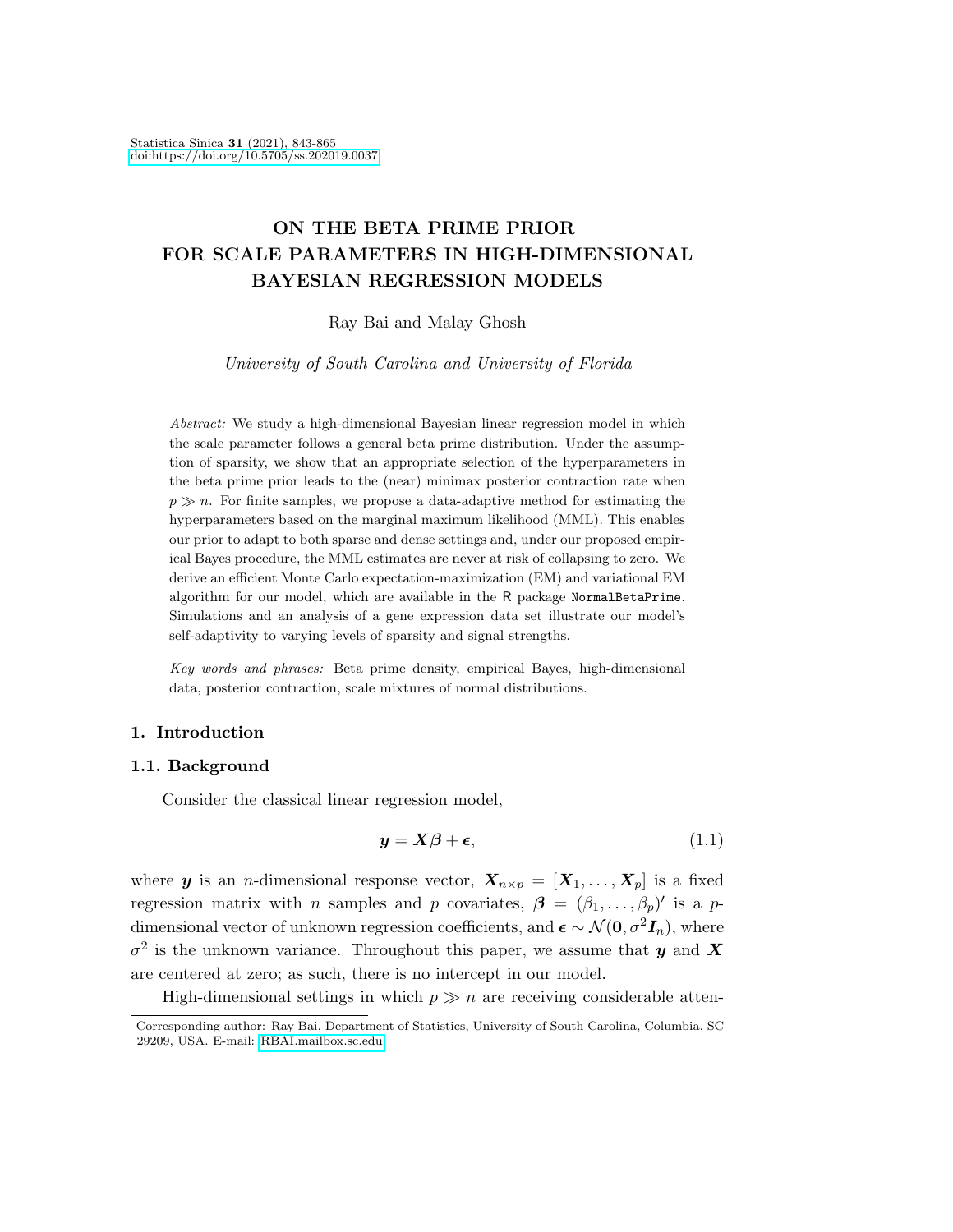# ON THE BETA PRIME PRIOR FOR SCALE PARAMETERS IN HIGH-DIMENSIONAL BAYESIAN REGRESSION MODELS

Ray Bai and Malay Ghosh

*University of South Carolina and University of Florida*

*Abstract:* We study a high-dimensional Bayesian linear regression model in which the scale parameter follows a general beta prime distribution. Under the assumption of sparsity, we show that an appropriate selection of the hyperparameters in the beta prime prior leads to the (near) minimax posterior contraction rate when $p \gg n$. For finite samples, we propose a data-adaptive method for estimating the hyperparameters based on the marginal maximum likelihood (MML). This enables our prior to adapt to both sparse and dense settings and, under our proposed empirical Bayes procedure, the MML estimates are never at risk of collapsing to zero. We derive an efficient Monte Carlo expectation-maximization (EM) and variational EM algorithm for our model, which are available in the R package NormalBetaPrime. Simulations and an analysis of a gene expression data set illustrate our model's self-adaptivity to varying levels of sparsity and signal strengths.

*Key words and phrases:* Beta prime density, empirical Bayes, high-dimensional data, posterior contraction, scale mixtures of normal distributions.

## 1. Introduction

### 1.1. Background

Consider the classical linear regression model,

$$\boldsymbol{y} = \boldsymbol{X}\boldsymbol{\beta} + \boldsymbol{\epsilon}, \tag{1.1}$$

where $\boldsymbol{y}$ is an $n$-dimensional response vector, $\boldsymbol{X}_{n \times p} = [\boldsymbol{X}_1, \ldots, \boldsymbol{X}_p]$ is a fixed regression matrix with $n$ samples and $p$ covariates, $\boldsymbol{\beta} = (\beta_1, \ldots, \beta_p)'$ is a $p$-dimensional vector of unknown regression coefficients, and $\boldsymbol{\epsilon} \sim \mathcal{N}(\boldsymbol{0}, \sigma^2 \boldsymbol{I}_n)$, where $\sigma^2$ is the unknown variance. Throughout this paper, we assume that $\boldsymbol{y}$ and $\boldsymbol{X}$ are centered at zero; as such, there is no intercept in our model.

High-dimensional settings in which $p \gg n$ are receiving considerable atten-

Corresponding author: Ray Bai, Department of Statistics, University of South Carolina, Columbia, SC 29209, USA. E-mail: RBAI.mailbox.sc.edu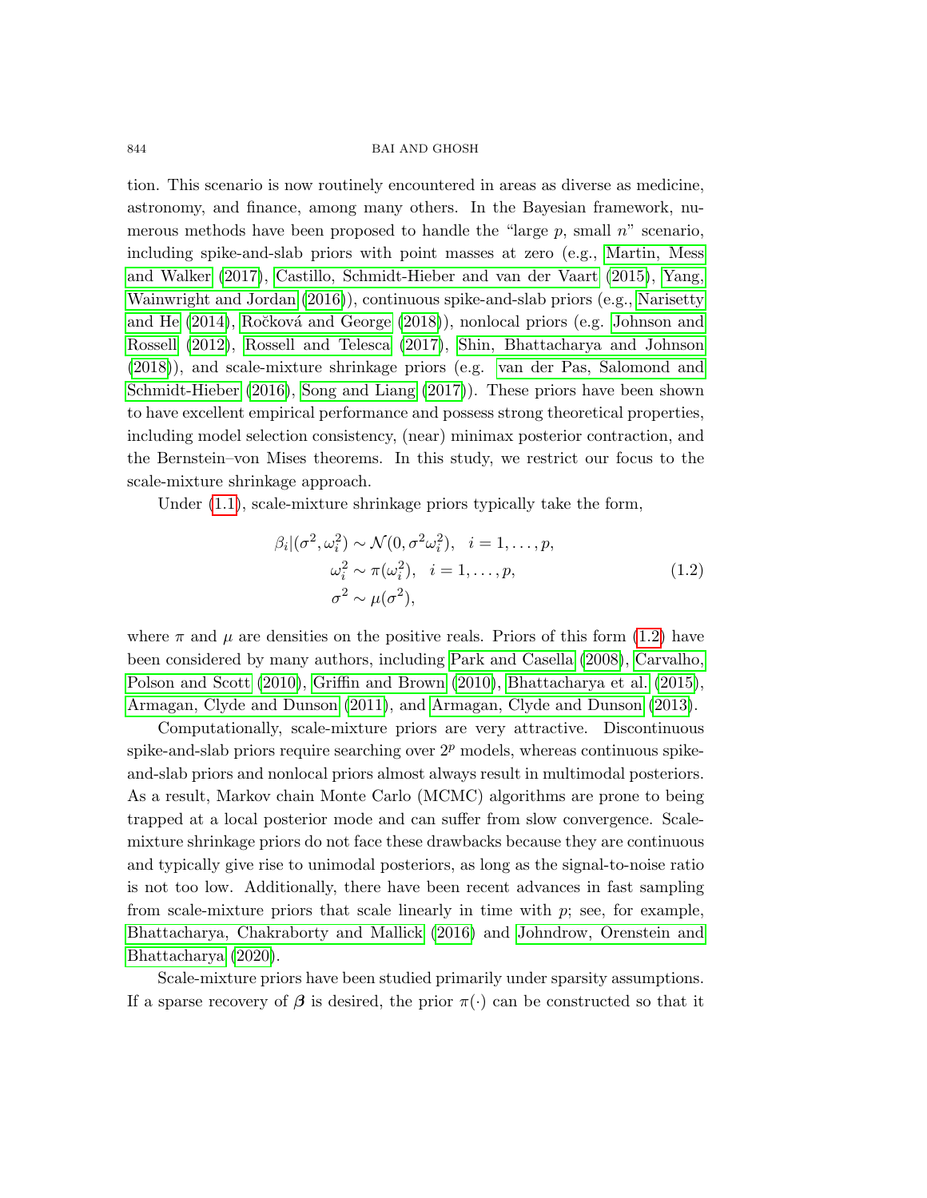tion. This scenario is now routinely encountered in areas as diverse as medicine, astronomy, and finance, among many others. In the Bayesian framework, numerous methods have been proposed to handle the "large $p$, small $n$" scenario, including spike-and-slab priors with point masses at zero (e.g., Martin, Mess and Walker (2017), Castillo, Schmidt-Hieber and van der Vaart (2015), Yang, Wainwright and Jordan (2016)), continuous spike-and-slab priors (e.g., Narisetty and He (2014), Ročková and George (2018)), nonlocal priors (e.g. Johnson and Rossell (2012), Rossell and Telesca (2017), Shin, Bhattacharya and Johnson (2018)), and scale-mixture shrinkage priors (e.g. van der Pas, Salomond and Schmidt-Hieber (2016), Song and Liang (2017)). These priors have been shown to have excellent empirical performance and possess strong theoretical properties, including model selection consistency, (near) minimax posterior contraction, and the Bernstein–von Mises theorems. In this study, we restrict our focus to the scale-mixture shrinkage approach.

Under (1.1), scale-mixture shrinkage priors typically take the form,

$$
\begin{aligned}
\beta_i | (\sigma^2, \omega_i^2) &\sim \mathcal{N}(0, \sigma^2 \omega_i^2), \quad i = 1, \ldots, p, \\
\omega_i^2 &\sim \pi(\omega_i^2), \quad i = 1, \ldots, p, \\
\sigma^2 &\sim \mu(\sigma^2),
\end{aligned}
\tag{1.2}
$$

where $\pi$ and $\mu$ are densities on the positive reals. Priors of this form (1.2) have been considered by many authors, including Park and Casella (2008), Carvalho, Polson and Scott (2010), Griffin and Brown (2010), Bhattacharya et al. (2015), Armagan, Clyde and Dunson (2011), and Armagan, Clyde and Dunson (2013).

Computationally, scale-mixture priors are very attractive. Discontinuous spike-and-slab priors require searching over $2^p$ models, whereas continuous spike-and-slab priors and nonlocal priors almost always result in multimodal posteriors. As a result, Markov chain Monte Carlo (MCMC) algorithms are prone to being trapped at a local posterior mode and can suffer from slow convergence. Scale-mixture shrinkage priors do not face these drawbacks because they are continuous and typically give rise to unimodal posteriors, as long as the signal-to-noise ratio is not too low. Additionally, there have been recent advances in fast sampling from scale-mixture priors that scale linearly in time with $p$; see, for example, Bhattacharya, Chakraborty and Mallick (2016) and Johndrow, Orenstein and Bhattacharya (2020).

Scale-mixture priors have been studied primarily under sparsity assumptions. If a sparse recovery of $\boldsymbol{\beta}$ is desired, the prior $\pi(\cdot)$ can be constructed so that it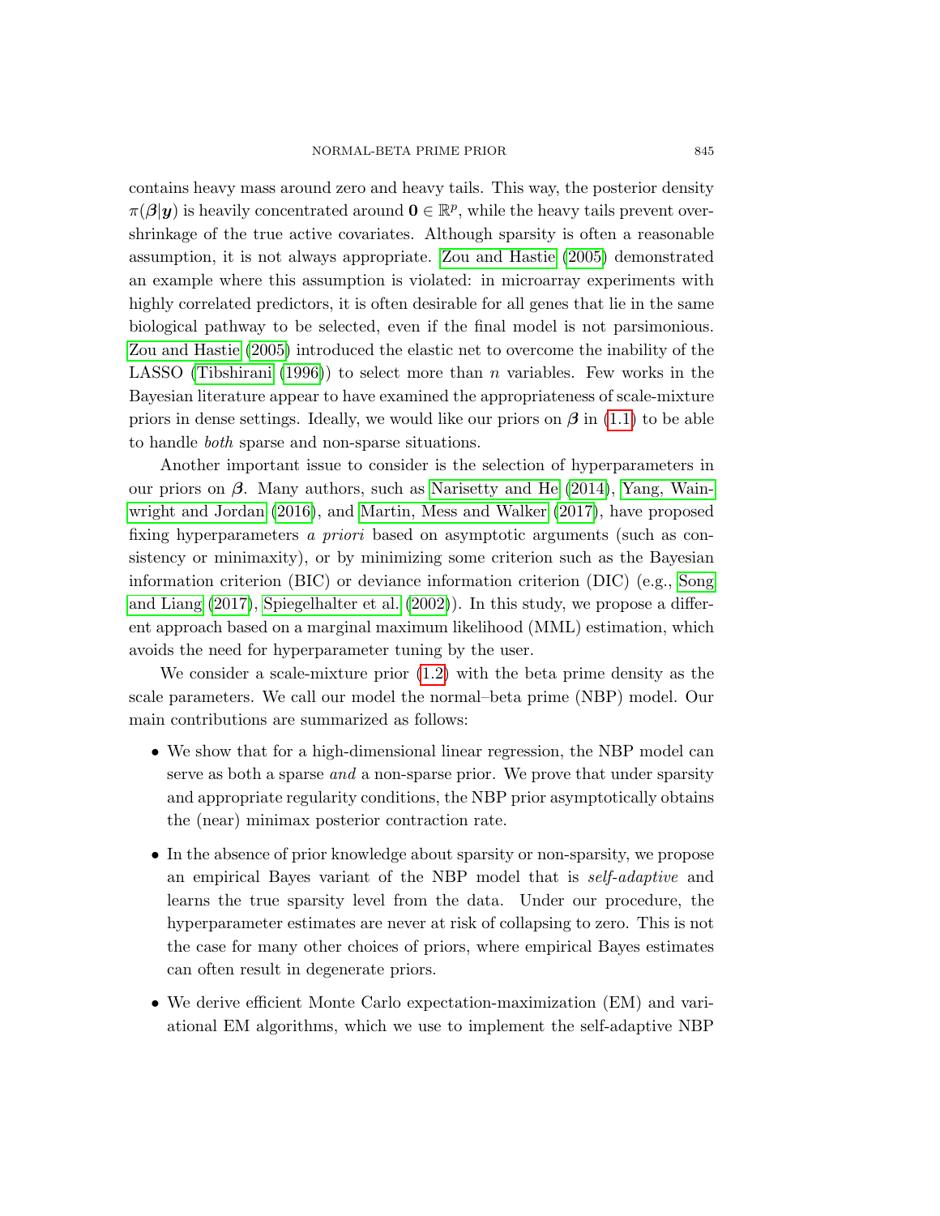contains heavy mass around zero and heavy tails. This way, the posterior density $\pi(\boldsymbol{\beta}|\boldsymbol{y})$ is heavily concentrated around $\mathbf{0} \in \mathbb{R}^p$, while the heavy tails prevent over-shrinkage of the true active covariates. Although sparsity is often a reasonable assumption, it is not always appropriate. Zou and Hastie (2005) demonstrated an example where this assumption is violated: in microarray experiments with highly correlated predictors, it is often desirable for all genes that lie in the same biological pathway to be selected, even if the final model is not parsimonious. Zou and Hastie (2005) introduced the elastic net to overcome the inability of the LASSO (Tibshirani (1996)) to select more than $n$ variables. Few works in the Bayesian literature appear to have examined the appropriateness of scale-mixture priors in dense settings. Ideally, we would like our priors on $\boldsymbol{\beta}$ in (1.1) to be able to handle *both* sparse and non-sparse situations.

Another important issue to consider is the selection of hyperparameters in our priors on $\boldsymbol{\beta}$. Many authors, such as Narisetty and He (2014), Yang, Wainwright and Jordan (2016), and Martin, Mess and Walker (2017), have proposed fixing hyperparameters *a priori* based on asymptotic arguments (such as consistency or minimaxity), or by minimizing some criterion such as the Bayesian information criterion (BIC) or deviance information criterion (DIC) (e.g., Song and Liang (2017), Spiegelhalter et al. (2002)). In this study, we propose a different approach based on a marginal maximum likelihood (MML) estimation, which avoids the need for hyperparameter tuning by the user.

We consider a scale-mixture prior (1.2) with the beta prime density as the scale parameters. We call our model the normal–beta prime (NBP) model. Our main contributions are summarized as follows:

- We show that for a high-dimensional linear regression, the NBP model can serve as both a sparse *and* a non-sparse prior. We prove that under sparsity and appropriate regularity conditions, the NBP prior asymptotically obtains the (near) minimax posterior contraction rate.
- In the absence of prior knowledge about sparsity or non-sparsity, we propose an empirical Bayes variant of the NBP model that is *self-adaptive* and learns the true sparsity level from the data. Under our procedure, the hyperparameter estimates are never at risk of collapsing to zero. This is not the case for many other choices of priors, where empirical Bayes estimates can often result in degenerate priors.
- We derive efficient Monte Carlo expectation-maximization (EM) and variational EM algorithms, which we use to implement the self-adaptive NBP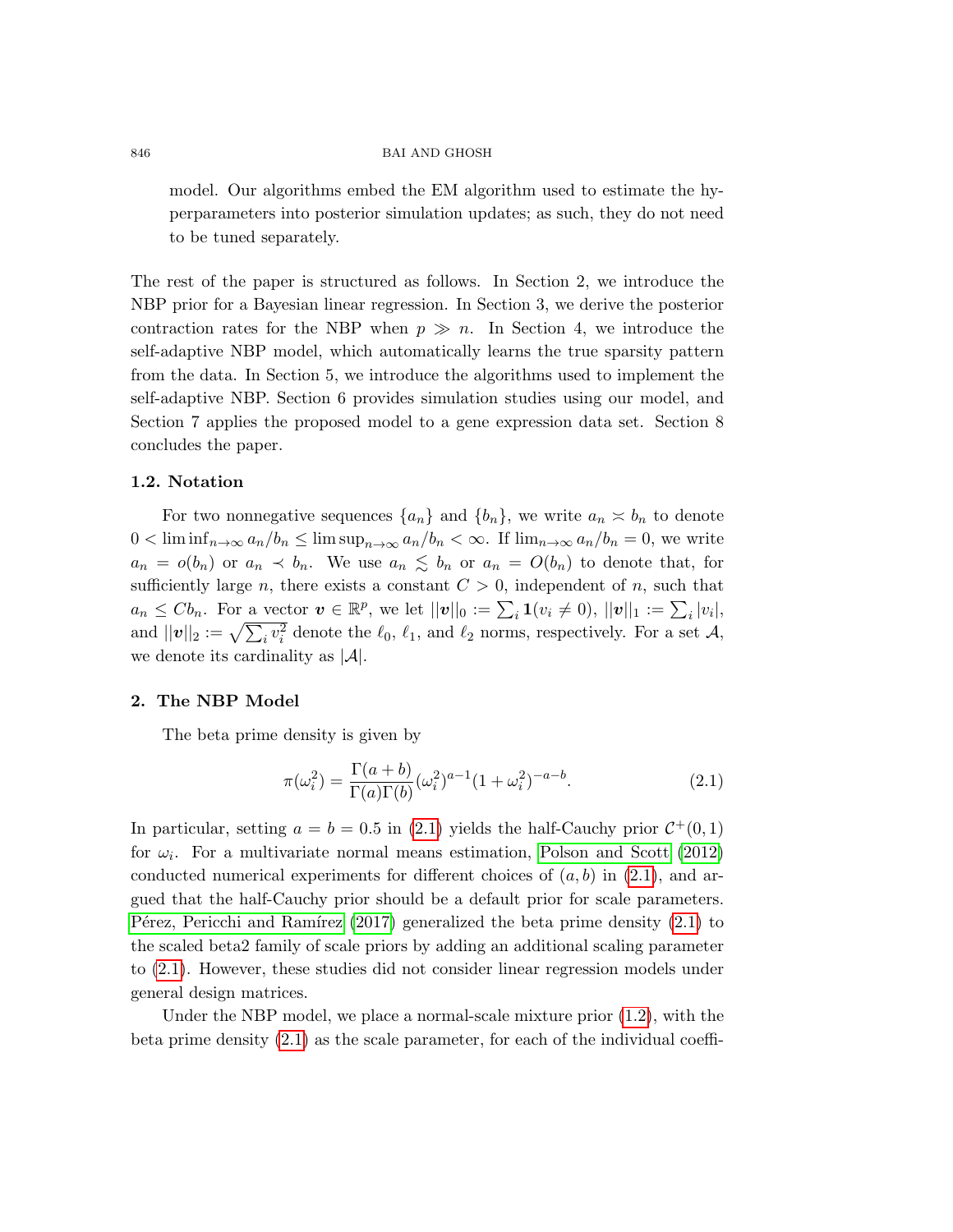model. Our algorithms embed the EM algorithm used to estimate the hyperparameters into posterior simulation updates; as such, they do not need to be tuned separately.

The rest of the paper is structured as follows. In Section 2, we introduce the NBP prior for a Bayesian linear regression. In Section 3, we derive the posterior contraction rates for the NBP when $p \gg n$. In Section 4, we introduce the self-adaptive NBP model, which automatically learns the true sparsity pattern from the data. In Section 5, we introduce the algorithms used to implement the self-adaptive NBP. Section 6 provides simulation studies using our model, and Section 7 applies the proposed model to a gene expression data set. Section 8 concludes the paper.

### 1.2. Notation

For two nonnegative sequences $\{a_n\}$ and $\{b_n\}$, we write $a_n \asymp b_n$ to denote $0 < \liminf_{n\to\infty} a_n/b_n \leq \limsup_{n\to\infty} a_n/b_n < \infty$. If $\lim_{n\to\infty} a_n/b_n = 0$, we write $a_n = o(b_n)$ or $a_n \prec b_n$. We use $a_n \lesssim b_n$ or $a_n = O(b_n)$ to denote that, for sufficiently large $n$, there exists a constant $C > 0$, independent of $n$, such that $a_n \leq C b_n$. For a vector $\boldsymbol{v} \in \mathbb{R}^p$, we let $||\boldsymbol{v}||_0 := \sum_i \mathbf{1}(v_i \neq 0)$, $||\boldsymbol{v}||_1 := \sum_i |v_i|$, and $||\boldsymbol{v}||_2 := \sqrt{\sum_i v_i^2}$ denote the $\ell_0$, $\ell_1$, and $\ell_2$ norms, respectively. For a set $\mathcal{A}$, we denote its cardinality as $|\mathcal{A}|$.

## 2. The NBP Model

The beta prime density is given by

$$\pi(\omega_i^2) = \frac{\Gamma(a+b)}{\Gamma(a)\Gamma(b)} (\omega_i^2)^{a-1} (1+\omega_i^2)^{-a-b}. \tag{2.1}$$

In particular, setting $a = b = 0.5$ in (2.1) yields the half-Cauchy prior $\mathcal{C}^+(0,1)$ for $\omega_i$. For a multivariate normal means estimation, Polson and Scott (2012) conducted numerical experiments for different choices of $(a, b)$ in (2.1), and argued that the half-Cauchy prior should be a default prior for scale parameters. Pérez, Pericchi and Ramírez (2017) generalized the beta prime density (2.1) to the scaled beta2 family of scale priors by adding an additional scaling parameter to (2.1). However, these studies did not consider linear regression models under general design matrices.

Under the NBP model, we place a normal-scale mixture prior (1.2), with the beta prime density (2.1) as the scale parameter, for each of the individual coeffi-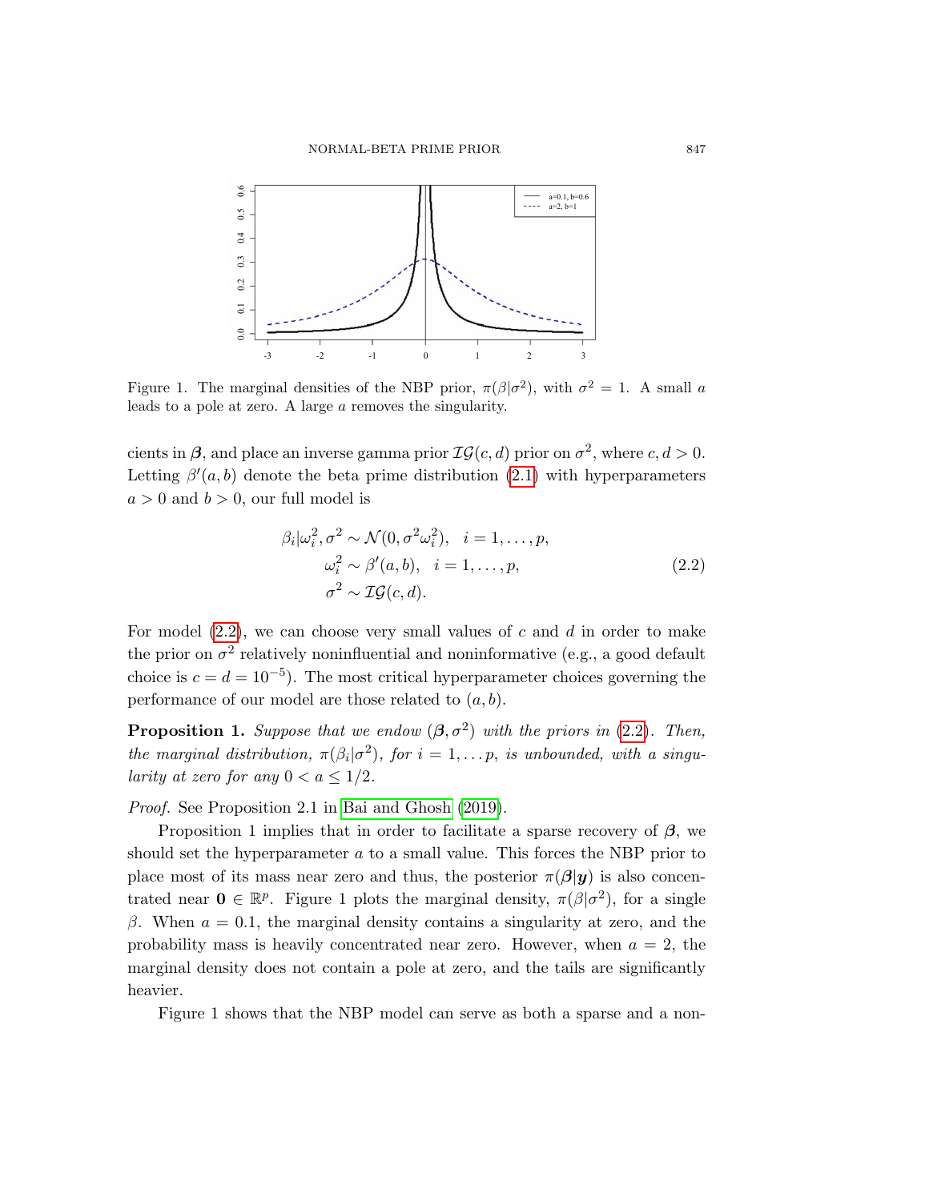Figure 1. The marginal densities of the NBP prior, $\pi(\beta|\sigma^2)$, with $\sigma^2 = 1$. A small $a$ leads to a pole at zero. A large $a$ removes the singularity.

cients in $\boldsymbol{\beta}$, and place an inverse gamma prior $\mathcal{IG}(c, d)$ prior on $\sigma^2$, where $c, d > 0$. Letting $\beta'(a, b)$ denote the beta prime distribution (2.1) with hyperparameters $a > 0$ and $b > 0$, our full model is

$$
\begin{aligned}
\beta_i|\omega_i^2, \sigma^2 &\sim \mathcal{N}(0, \sigma^2\omega_i^2), \quad i = 1, \ldots, p, \\
\omega_i^2 &\sim \beta'(a, b), \quad i = 1, \ldots, p, \\
\sigma^2 &\sim \mathcal{IG}(c, d).
\end{aligned}
\tag{2.2}
$$

For model (2.2), we can choose very small values of $c$ and $d$ in order to make the prior on $\sigma^2$ relatively noninfluential and noninformative (e.g., a good default choice is $c = d = 10^{-5}$). The most critical hyperparameter choices governing the performance of our model are those related to $(a, b)$.

**Proposition 1.** *Suppose that we endow $(\boldsymbol{\beta}, \sigma^2)$ with the priors in (2.2). Then, the marginal distribution, $\pi(\beta_i|\sigma^2)$, for $i = 1, \ldots p$, is unbounded, with a singularity at zero for any $0 < a \leq 1/2$.*

*Proof.* See Proposition 2.1 in Bai and Ghosh (2019).

Proposition 1 implies that in order to facilitate a sparse recovery of $\boldsymbol{\beta}$, we should set the hyperparameter $a$ to a small value. This forces the NBP prior to place most of its mass near zero and thus, the posterior $\pi(\boldsymbol{\beta}|\boldsymbol{y})$ is also concentrated near $\mathbf{0} \in \mathbb{R}^p$. Figure 1 plots the marginal density, $\pi(\beta|\sigma^2)$, for a single $\beta$. When $a = 0.1$, the marginal density contains a singularity at zero, and the probability mass is heavily concentrated near zero. However, when $a = 2$, the marginal density does not contain a pole at zero, and the tails are significantly heavier.

Figure 1 shows that the NBP model can serve as both a sparse and a non-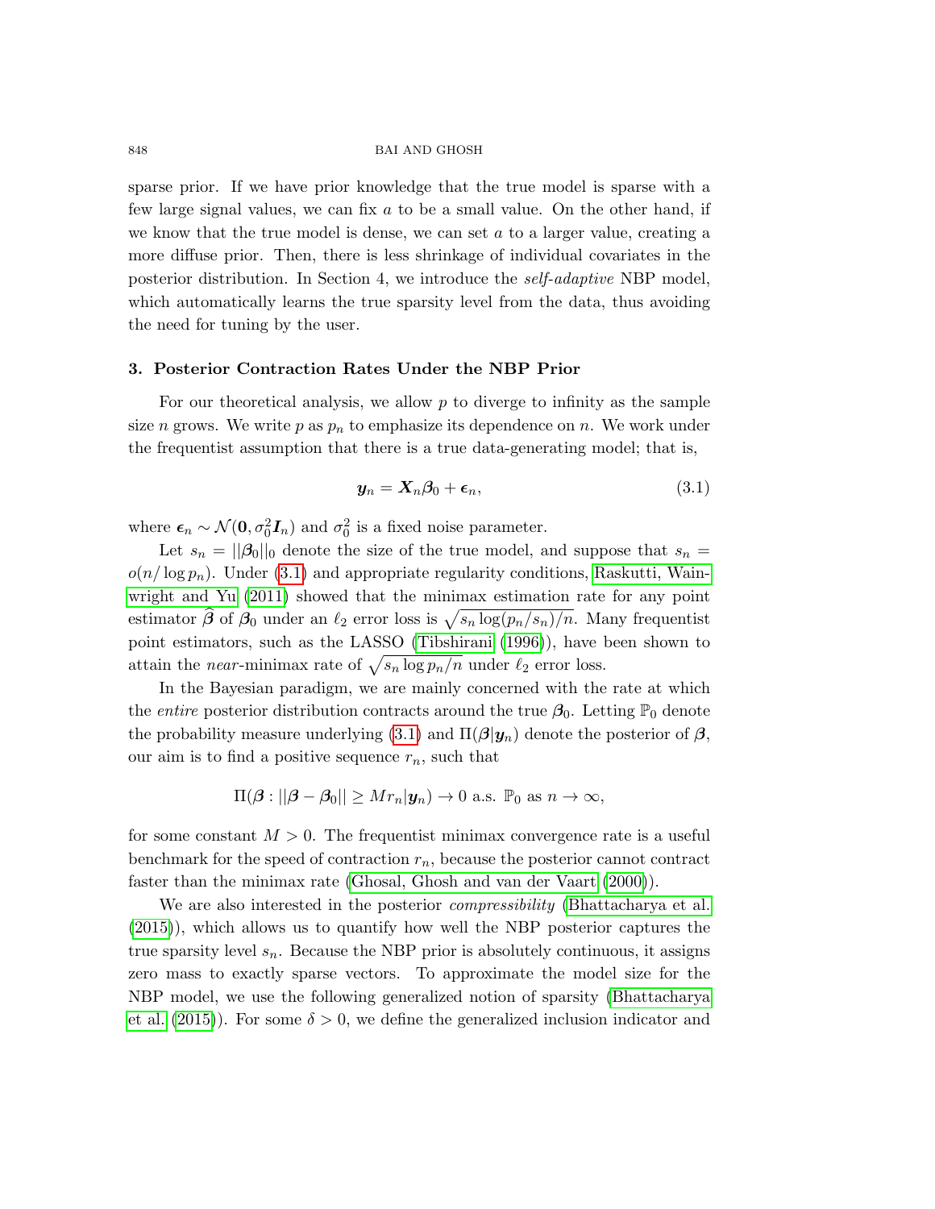sparse prior. If we have prior knowledge that the true model is sparse with a few large signal values, we can fix $a$ to be a small value. On the other hand, if we know that the true model is dense, we can set $a$ to a larger value, creating a more diffuse prior. Then, there is less shrinkage of individual covariates in the posterior distribution. In Section 4, we introduce the *self-adaptive* NBP model, which automatically learns the true sparsity level from the data, thus avoiding the need for tuning by the user.

## 3. Posterior Contraction Rates Under the NBP Prior

For our theoretical analysis, we allow $p$ to diverge to infinity as the sample size $n$ grows. We write $p$ as $p_n$ to emphasize its dependence on $n$. We work under the frequentist assumption that there is a true data-generating model; that is,

$$\boldsymbol{y}_n = \boldsymbol{X}_n \boldsymbol{\beta}_0 + \boldsymbol{\epsilon}_n, \tag{3.1}$$

where $\boldsymbol{\epsilon}_n \sim \mathcal{N}(\mathbf{0}, \sigma_0^2 \boldsymbol{I}_n)$ and $\sigma_0^2$ is a fixed noise parameter.

Let $s_n = ||\boldsymbol{\beta}_0||_0$ denote the size of the true model, and suppose that $s_n = o(n/\log p_n)$. Under (3.1) and appropriate regularity conditions, Raskutti, Wainwright and Yu (2011) showed that the minimax estimation rate for any point estimator $\widehat{\boldsymbol{\beta}}$ of $\boldsymbol{\beta}_0$ under an $\ell_2$ error loss is $\sqrt{s_n \log(p_n/s_n)/n}$. Many frequentist point estimators, such as the LASSO (Tibshirani (1996)), have been shown to attain the *near*-minimax rate of $\sqrt{s_n \log p_n/n}$ under $\ell_2$ error loss.

In the Bayesian paradigm, we are mainly concerned with the rate at which the *entire* posterior distribution contracts around the true $\boldsymbol{\beta}_0$. Letting $\mathbb{P}_0$ denote the probability measure underlying (3.1) and $\Pi(\boldsymbol{\beta}|\boldsymbol{y}_n)$ denote the posterior of $\boldsymbol{\beta}$, our aim is to find a positive sequence $r_n$, such that

$$\Pi(\boldsymbol{\beta} : ||\boldsymbol{\beta} - \boldsymbol{\beta}_0|| \geq M r_n | \boldsymbol{y}_n) \to 0 \text{ a.s. } \mathbb{P}_0 \text{ as } n \to \infty,$$

for some constant $M > 0$. The frequentist minimax convergence rate is a useful benchmark for the speed of contraction $r_n$, because the posterior cannot contract faster than the minimax rate (Ghosal, Ghosh and van der Vaart (2000)).

We are also interested in the posterior *compressibility* (Bhattacharya et al. (2015)), which allows us to quantify how well the NBP posterior captures the true sparsity level $s_n$. Because the NBP prior is absolutely continuous, it assigns zero mass to exactly sparse vectors. To approximate the model size for the NBP model, we use the following generalized notion of sparsity (Bhattacharya et al. (2015)). For some $\delta > 0$, we define the generalized inclusion indicator and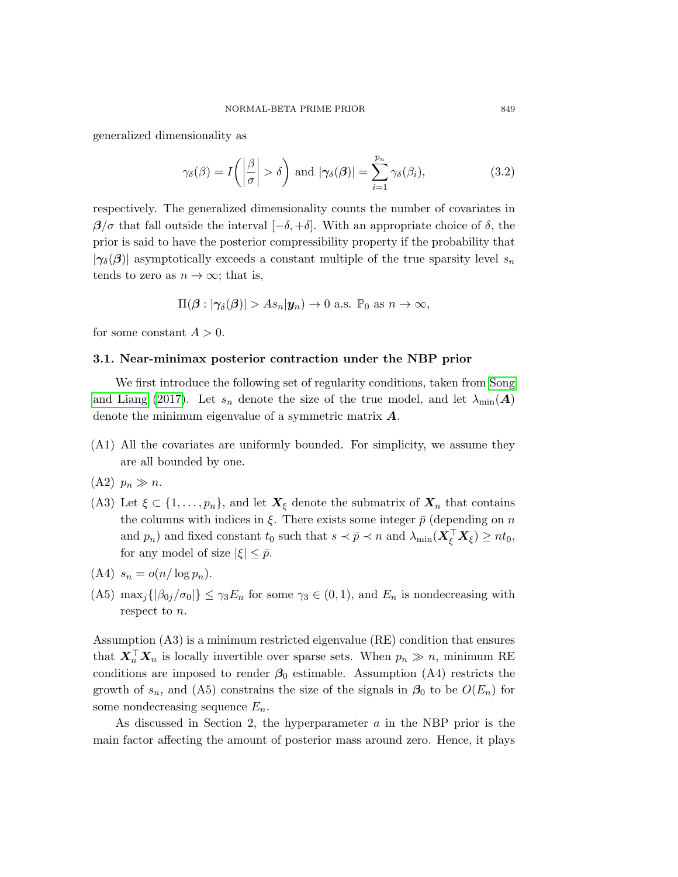generalized dimensionality as

$$\gamma_\delta(\beta) = I\left( \left| \frac{\beta}{\sigma} \right| > \delta \right) \text{ and } |\boldsymbol{\gamma}_\delta(\boldsymbol{\beta})| = \sum_{i=1}^{p_n} \gamma_\delta(\beta_i), \tag{3.2}$$

respectively. The generalized dimensionality counts the number of covariates in $\boldsymbol{\beta}/\sigma$ that fall outside the interval $[-\delta, +\delta]$. With an appropriate choice of $\delta$, the prior is said to have the posterior compressibility property if the probability that $|\boldsymbol{\gamma}_\delta(\boldsymbol{\beta})|$ asymptotically exceeds a constant multiple of the true sparsity level $s_n$ tends to zero as $n \to \infty$; that is,

$$\Pi(\boldsymbol{\beta} : |\boldsymbol{\gamma}_\delta(\boldsymbol{\beta})| > A s_n | \boldsymbol{y}_n) \to 0 \text{ a.s. } \mathbb{P}_0 \text{ as } n \to \infty,$$

for some constant $A > 0$.

### 3.1. Near-minimax posterior contraction under the NBP prior

We first introduce the following set of regularity conditions, taken from Song and Liang (2017). Let $s_n$ denote the size of the true model, and let $\lambda_{\min}(\boldsymbol{A})$ denote the minimum eigenvalue of a symmetric matrix $\boldsymbol{A}$.

- (A1) All the covariates are uniformly bounded. For simplicity, we assume they are all bounded by one.
- (A2) $p_n \gg n$.
- (A3) Let $\xi \subset \{1, \ldots, p_n\}$, and let $\boldsymbol{X}_\xi$ denote the submatrix of $\boldsymbol{X}_n$ that contains the columns with indices in $\xi$. There exists some integer $\bar{p}$ (depending on $n$ and $p_n$) and fixed constant $t_0$ such that $s \prec \bar{p} \prec n$ and $\lambda_{\min}(\boldsymbol{X}_\xi^\top \boldsymbol{X}_\xi) \geq n t_0$, for any model of size $|\xi| \leq \bar{p}$.
- (A4) $s_n = o(n / \log p_n)$.
- (A5) $\max_j \{|\beta_{0j}/\sigma_0|\} \leq \gamma_3 E_n$ for some $\gamma_3 \in (0, 1)$, and $E_n$ is nondecreasing with respect to $n$.

Assumption (A3) is a minimum restricted eigenvalue (RE) condition that ensures that $\boldsymbol{X}_n^\top \boldsymbol{X}_n$ is locally invertible over sparse sets. When $p_n \gg n$, minimum RE conditions are imposed to render $\boldsymbol{\beta}_0$ estimable. Assumption (A4) restricts the growth of $s_n$, and (A5) constrains the size of the signals in $\boldsymbol{\beta}_0$ to be $O(E_n)$ for some nondecreasing sequence $E_n$.

As discussed in Section 2, the hyperparameter $a$ in the NBP prior is the main factor affecting the amount of posterior mass around zero. Hence, it plays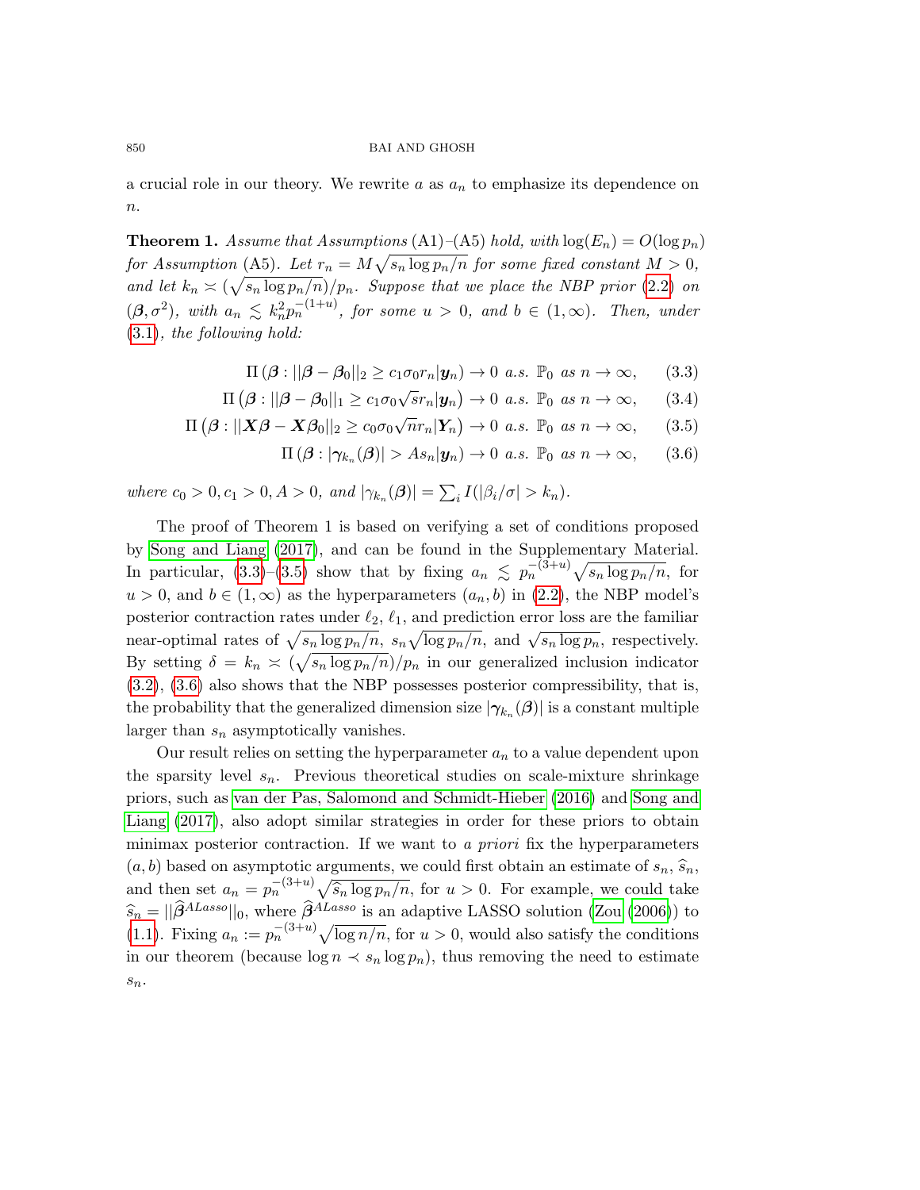a crucial role in our theory. We rewrite $a$ as $a_n$ to emphasize its dependence on $n$.

**Theorem 1.** *Assume that Assumptions* (A1)–(A5) *hold, with* $\log(E_n) = O(\log p_n)$ *for Assumption* (A5). *Let* $r_n = M\sqrt{s_n \log p_n / n}$ *for some fixed constant* $M > 0$, *and let* $k_n \asymp (\sqrt{s_n \log p_n/n})/p_n$. *Suppose that we place the NBP prior* (2.2) *on* $(\boldsymbol{\beta}, \sigma^2)$, *with* $a_n \lesssim k_n^2 p_n^{-(1+u)}$, *for some* $u > 0$, *and* $b \in (1, \infty)$. *Then, under* (3.1), *the following hold:*

$$\Pi\left(\boldsymbol{\beta} : ||\boldsymbol{\beta} - \boldsymbol{\beta}_0||_2 \geq c_1 \sigma_0 r_n | \boldsymbol{y}_n\right) \to 0 \text{ a.s. } \mathbb{P}_0 \text{ as } n \to \infty, \tag{3.3}$$

$$\Pi\left(\boldsymbol{\beta} : ||\boldsymbol{\beta} - \boldsymbol{\beta}_0||_1 \geq c_1 \sigma_0 \sqrt{s} r_n | \boldsymbol{y}_n\right) \to 0 \text{ a.s. } \mathbb{P}_0 \text{ as } n \to \infty, \tag{3.4}$$

$$\Pi\left(\boldsymbol{\beta} : ||\boldsymbol{X}\boldsymbol{\beta} - \boldsymbol{X}\boldsymbol{\beta}_0||_2 \geq c_0 \sigma_0 \sqrt{n} r_n | \boldsymbol{Y}_n\right) \to 0 \text{ a.s. } \mathbb{P}_0 \text{ as } n \to \infty, \tag{3.5}$$

$$\Pi\left(\boldsymbol{\beta} : |\boldsymbol{\gamma}_{k_n}(\boldsymbol{\beta})| > A s_n | \boldsymbol{y}_n\right) \to 0 \text{ a.s. } \mathbb{P}_0 \text{ as } n \to \infty, \tag{3.6}$$

*where* $c_0 > 0, c_1 > 0, A > 0$, *and* $|\gamma_{k_n}(\boldsymbol{\beta})| = \sum_i I(|\beta_i/\sigma| > k_n)$.

The proof of Theorem 1 is based on verifying a set of conditions proposed by Song and Liang (2017), and can be found in the Supplementary Material. In particular, (3.3)–(3.5) show that by fixing $a_n \lesssim p_n^{-(3+u)}\sqrt{s_n \log p_n/n}$, for $u > 0$, and $b \in (1, \infty)$ as the hyperparameters $(a_n, b)$ in (2.2), the NBP model's posterior contraction rates under $\ell_2$, $\ell_1$, and prediction error loss are the familiar near-optimal rates of $\sqrt{s_n \log p_n/n}$, $s_n\sqrt{\log p_n/n}$, and $\sqrt{s_n \log p_n}$, respectively. By setting $\delta = k_n \asymp (\sqrt{s_n \log p_n/n})/p_n$ in our generalized inclusion indicator (3.2), (3.6) also shows that the NBP possesses posterior compressibility, that is, the probability that the generalized dimension size $|\boldsymbol{\gamma}_{k_n}(\boldsymbol{\beta})|$ is a constant multiple larger than $s_n$ asymptotically vanishes.

Our result relies on setting the hyperparameter $a_n$ to a value dependent upon the sparsity level $s_n$. Previous theoretical studies on scale-mixture shrinkage priors, such as van der Pas, Salomond and Schmidt-Hieber (2016) and Song and Liang (2017), also adopt similar strategies in order for these priors to obtain minimax posterior contraction. If we want to *a priori* fix the hyperparameters $(a, b)$ based on asymptotic arguments, we could first obtain an estimate of $s_n$, $\widehat{s}_n$, and then set $a_n = p_n^{-(3+u)}\sqrt{\widehat{s}_n \log p_n/n}$, for $u > 0$. For example, we could take $\widehat{s}_n = ||\widehat{\boldsymbol{\beta}}^{ALasso}||_0$, where $\widehat{\boldsymbol{\beta}}^{ALasso}$ is an adaptive LASSO solution (Zou (2006)) to (1.1). Fixing $a_n := p_n^{-(3+u)}\sqrt{\log n/n}$, for $u > 0$, would also satisfy the conditions in our theorem (because $\log n \prec s_n \log p_n$), thus removing the need to estimate $s_n$.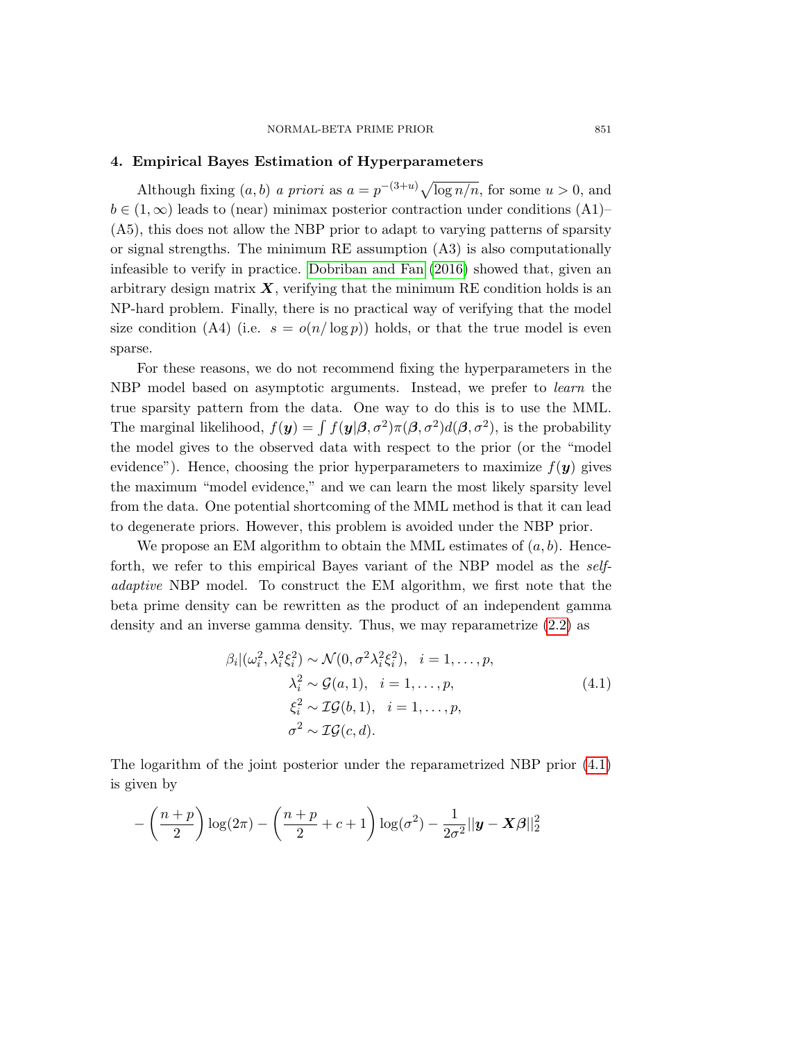## 4. Empirical Bayes Estimation of Hyperparameters

Although fixing $(a, b)$ *a priori* as $a = p^{-(3+u)}\sqrt{\log n/n}$, for some $u > 0$, and $b \in (1, \infty)$ leads to (near) minimax posterior contraction under conditions (A1)–(A5), this does not allow the NBP prior to adapt to varying patterns of sparsity or signal strengths. The minimum RE assumption (A3) is also computationally infeasible to verify in practice. Dobriban and Fan (2016) showed that, given an arbitrary design matrix $\boldsymbol{X}$, verifying that the minimum RE condition holds is an NP-hard problem. Finally, there is no practical way of verifying that the model size condition (A4) (i.e. $s = o(n/\log p)$) holds, or that the true model is even sparse.

For these reasons, we do not recommend fixing the hyperparameters in the NBP model based on asymptotic arguments. Instead, we prefer to *learn* the true sparsity pattern from the data. One way to do this is to use the MML. The marginal likelihood, $f(\boldsymbol{y}) = \int f(\boldsymbol{y}|\boldsymbol{\beta}, \sigma^2)\pi(\boldsymbol{\beta}, \sigma^2)d(\boldsymbol{\beta}, \sigma^2)$, is the probability the model gives to the observed data with respect to the prior (or the "model evidence"). Hence, choosing the prior hyperparameters to maximize $f(\boldsymbol{y})$ gives the maximum "model evidence," and we can learn the most likely sparsity level from the data. One potential shortcoming of the MML method is that it can lead to degenerate priors. However, this problem is avoided under the NBP prior.

We propose an EM algorithm to obtain the MML estimates of $(a, b)$. Henceforth, we refer to this empirical Bayes variant of the NBP model as the *self-adaptive* NBP model. To construct the EM algorithm, we first note that the beta prime density can be rewritten as the product of an independent gamma density and an inverse gamma density. Thus, we may reparametrize (2.2) as

$$
\begin{aligned}
\beta_i|(\omega_i^2, \lambda_i^2\xi_i^2) &\sim \mathcal{N}(0, \sigma^2\lambda_i^2\xi_i^2), \quad i = 1, \ldots, p, \\
\lambda_i^2 &\sim \mathcal{G}(a, 1), \quad i = 1, \ldots, p, \\
\xi_i^2 &\sim \mathcal{IG}(b, 1), \quad i = 1, \ldots, p, \\
\sigma^2 &\sim \mathcal{IG}(c, d).
\end{aligned}
\tag{4.1}
$$

The logarithm of the joint posterior under the reparametrized NBP prior (4.1) is given by

$$
-\left(\frac{n+p}{2}\right)\log(2\pi) - \left(\frac{n+p}{2} + c + 1\right)\log(\sigma^2) - \frac{1}{2\sigma^2}||\boldsymbol{y} - \boldsymbol{X}\boldsymbol{\beta}||_2^2
$$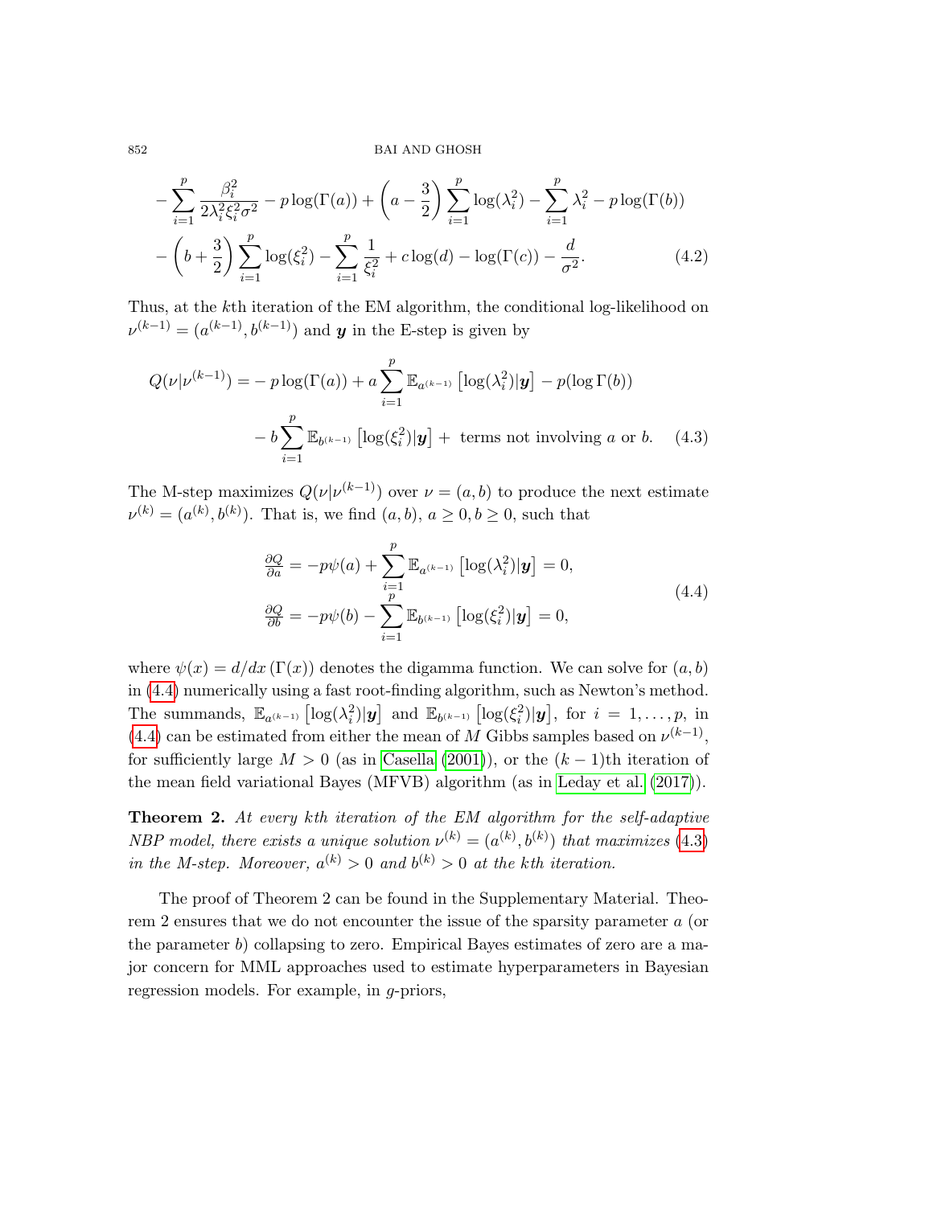$$
- \sum_{i=1}^{p} \frac{\beta_i^2}{2\lambda_i^2 \xi_i^2 \sigma^2} - p \log(\Gamma(a)) + \left(a - \frac{3}{2}\right) \sum_{i=1}^{p} \log(\lambda_i^2) - \sum_{i=1}^{p} \lambda_i^2 - p \log(\Gamma(b))
$$

$$
- \left(b + \frac{3}{2}\right) \sum_{i=1}^{p} \log(\xi_i^2) - \sum_{i=1}^{p} \frac{1}{\xi_i^2} + c \log(d) - \log(\Gamma(c)) - \frac{d}{\sigma^2}. \tag{4.2}
$$

Thus, at the $k$th iteration of the EM algorithm, the conditional log-likelihood on $\nu^{(k-1)} = (a^{(k-1)}, b^{(k-1)})$ and $\boldsymbol{y}$ in the E-step is given by

$$
\begin{aligned}
Q(\nu | \nu^{(k-1)}) = & - p \log(\Gamma(a)) + a \sum_{i=1}^{p} \mathbb{E}_{a^{(k-1)}} \left[ \log(\lambda_i^2) | \boldsymbol{y} \right] - p (\log \Gamma(b)) \\
& - b \sum_{i=1}^{p} \mathbb{E}_{b^{(k-1)}} \left[ \log(\xi_i^2) | \boldsymbol{y} \right] + \text{ terms not involving } a \text{ or } b.
\end{aligned} \tag{4.3}
$$

The M-step maximizes $Q(\nu | \nu^{(k-1)})$ over $\nu = (a, b)$ to produce the next estimate $\nu^{(k)} = (a^{(k)}, b^{(k)})$. That is, we find $(a, b)$, $a \geq 0, b \geq 0$, such that

$$
\begin{aligned}
\tfrac{\partial Q}{\partial a} &= -p \psi(a) + \sum_{i=1}^{p} \mathbb{E}_{a^{(k-1)}} \left[ \log(\lambda_i^2) | \boldsymbol{y} \right] = 0, \\
\tfrac{\partial Q}{\partial b} &= -p \psi(b) - \sum_{i=1}^{p} \mathbb{E}_{b^{(k-1)}} \left[ \log(\xi_i^2) | \boldsymbol{y} \right] = 0,
\end{aligned} \tag{4.4}
$$

where $\psi(x) = d/dx\,(\Gamma(x))$ denotes the digamma function. We can solve for $(a, b)$ in (4.4) numerically using a fast root-finding algorithm, such as Newton's method. The summands, $\mathbb{E}_{a^{(k-1)}} \left[ \log(\lambda_i^2) | \boldsymbol{y} \right]$ and $\mathbb{E}_{b^{(k-1)}} \left[ \log(\xi_i^2) | \boldsymbol{y} \right]$, for $i = 1, \ldots, p$, in (4.4) can be estimated from either the mean of $M$ Gibbs samples based on $\nu^{(k-1)}$, for sufficiently large $M > 0$ (as in Casella (2001)), or the $(k-1)$th iteration of the mean field variational Bayes (MFVB) algorithm (as in Leday et al. (2017)).

**Theorem 2.** *At every $k$th iteration of the EM algorithm for the self-adaptive NBP model, there exists a unique solution $\nu^{(k)} = (a^{(k)}, b^{(k)})$ that maximizes (4.3) in the M-step. Moreover, $a^{(k)} > 0$ and $b^{(k)} > 0$ at the $k$th iteration.*

The proof of Theorem 2 can be found in the Supplementary Material. Theorem 2 ensures that we do not encounter the issue of the sparsity parameter $a$ (or the parameter $b$) collapsing to zero. Empirical Bayes estimates of zero are a major concern for MML approaches used to estimate hyperparameters in Bayesian regression models. For example, in $g$-priors,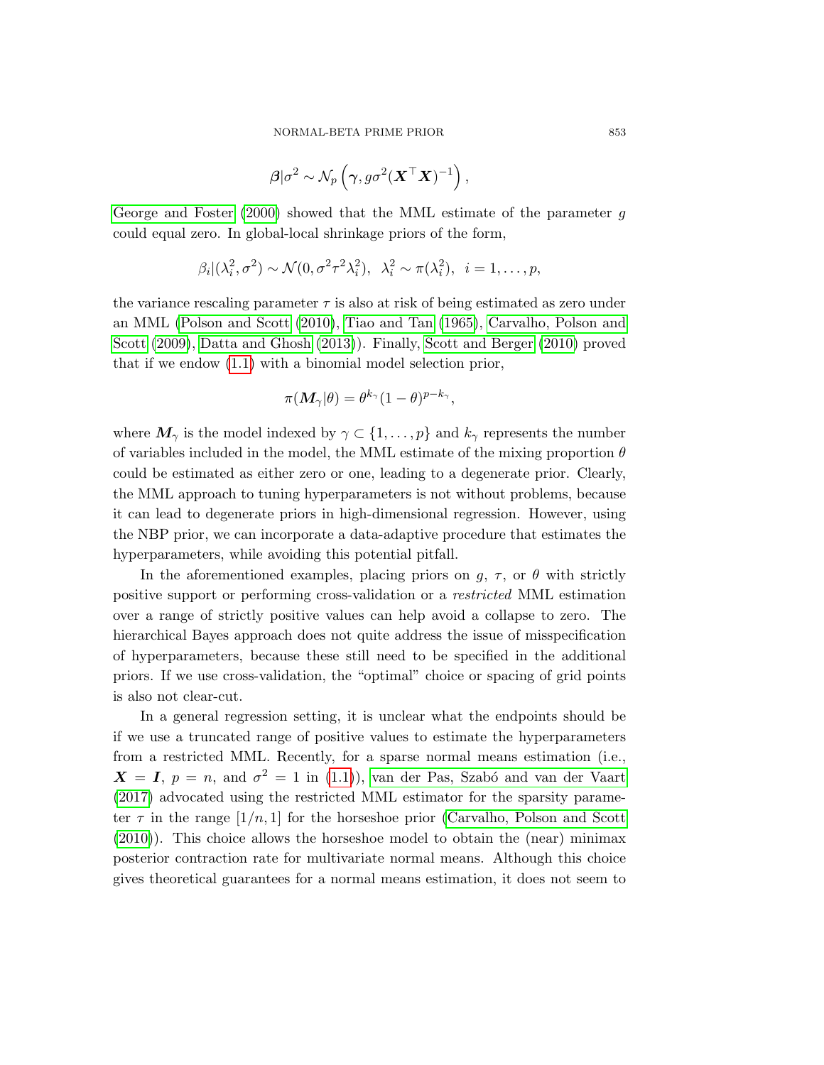$$\boldsymbol{\beta}|\sigma^2 \sim \mathcal{N}_p\left(\boldsymbol{\gamma}, g\sigma^2(\boldsymbol{X}^\top\boldsymbol{X})^{-1}\right),$$

George and Foster (2000) showed that the MML estimate of the parameter $g$ could equal zero. In global-local shrinkage priors of the form,

$$\beta_i|(\lambda_i^2, \sigma^2) \sim \mathcal{N}(0, \sigma^2\tau^2\lambda_i^2), \;\; \lambda_i^2 \sim \pi(\lambda_i^2), \;\; i = 1, \ldots, p,$$

the variance rescaling parameter $\tau$ is also at risk of being estimated as zero under an MML (Polson and Scott (2010), Tiao and Tan (1965), Carvalho, Polson and Scott (2009), Datta and Ghosh (2013)). Finally, Scott and Berger (2010) proved that if we endow (1.1) with a binomial model selection prior,

$$\pi(\boldsymbol{M}_\gamma|\theta) = \theta^{k_\gamma}(1-\theta)^{p-k_\gamma},$$

where $\boldsymbol{M}_\gamma$ is the model indexed by $\gamma \subset \{1, \ldots, p\}$ and $k_\gamma$ represents the number of variables included in the model, the MML estimate of the mixing proportion $\theta$ could be estimated as either zero or one, leading to a degenerate prior. Clearly, the MML approach to tuning hyperparameters is not without problems, because it can lead to degenerate priors in high-dimensional regression. However, using the NBP prior, we can incorporate a data-adaptive procedure that estimates the hyperparameters, while avoiding this potential pitfall.

In the aforementioned examples, placing priors on $g$, $\tau$, or $\theta$ with strictly positive support or performing cross-validation or a *restricted* MML estimation over a range of strictly positive values can help avoid a collapse to zero. The hierarchical Bayes approach does not quite address the issue of misspecification of hyperparameters, because these still need to be specified in the additional priors. If we use cross-validation, the "optimal" choice or spacing of grid points is also not clear-cut.

In a general regression setting, it is unclear what the endpoints should be if we use a truncated range of positive values to estimate the hyperparameters from a restricted MML. Recently, for a sparse normal means estimation (i.e., $\boldsymbol{X} = \boldsymbol{I}$, $p = n$, and $\sigma^2 = 1$ in (1.1)), van der Pas, Szabó and van der Vaart (2017) advocated using the restricted MML estimator for the sparsity parameter $\tau$ in the range $[1/n, 1]$ for the horseshoe prior (Carvalho, Polson and Scott (2010)). This choice allows the horseshoe model to obtain the (near) minimax posterior contraction rate for multivariate normal means. Although this choice gives theoretical guarantees for a normal means estimation, it does not seem to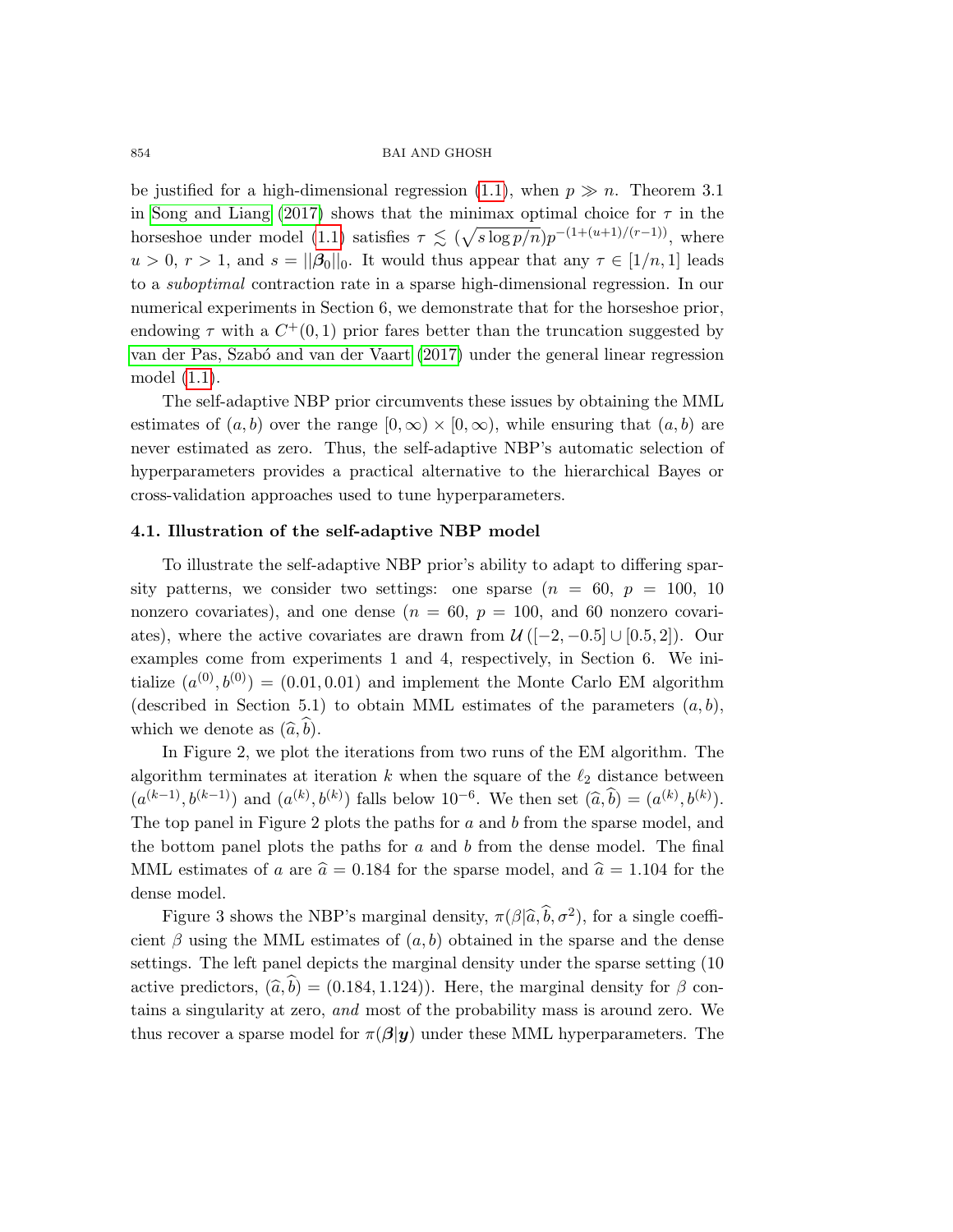be justified for a high-dimensional regression (1.1), when $p \gg n$. Theorem 3.1 in Song and Liang (2017) shows that the minimax optimal choice for $\tau$ in the horseshoe under model (1.1) satisfies $\tau \lesssim (\sqrt{s \log p/n}) p^{-(1+(u+1)/(r-1))}$, where $u > 0$, $r > 1$, and $s = ||\boldsymbol{\beta}_0||_0$. It would thus appear that any $\tau \in [1/n, 1]$ leads to a *suboptimal* contraction rate in a sparse high-dimensional regression. In our numerical experiments in Section 6, we demonstrate that for the horseshoe prior, endowing $\tau$ with a $C^+(0,1)$ prior fares better than the truncation suggested by van der Pas, Szabó and van der Vaart (2017) under the general linear regression model (1.1).

The self-adaptive NBP prior circumvents these issues by obtaining the MML estimates of $(a, b)$ over the range $[0, \infty) \times [0, \infty)$, while ensuring that $(a, b)$ are never estimated as zero. Thus, the self-adaptive NBP's automatic selection of hyperparameters provides a practical alternative to the hierarchical Bayes or cross-validation approaches used to tune hyperparameters.

### 4.1. Illustration of the self-adaptive NBP model

To illustrate the self-adaptive NBP prior's ability to adapt to differing sparsity patterns, we consider two settings: one sparse ($n = 60$, $p = 100$, 10 nonzero covariates), and one dense ($n = 60$, $p = 100$, and 60 nonzero covariates), where the active covariates are drawn from $\mathcal{U}([-2, -0.5] \cup [0.5, 2])$. Our examples come from experiments 1 and 4, respectively, in Section 6. We initialize $(a^{(0)}, b^{(0)}) = (0.01, 0.01)$ and implement the Monte Carlo EM algorithm (described in Section 5.1) to obtain MML estimates of the parameters $(a, b)$, which we denote as $(\widehat{a}, \widehat{b})$.

In Figure 2, we plot the iterations from two runs of the EM algorithm. The algorithm terminates at iteration $k$ when the square of the $\ell_2$ distance between $(a^{(k-1)}, b^{(k-1)})$ and $(a^{(k)}, b^{(k)})$ falls below $10^{-6}$. We then set $(\widehat{a}, \widehat{b}) = (a^{(k)}, b^{(k)})$. The top panel in Figure 2 plots the paths for $a$ and $b$ from the sparse model, and the bottom panel plots the paths for $a$ and $b$ from the dense model. The final MML estimates of $a$ are $\widehat{a} = 0.184$ for the sparse model, and $\widehat{a} = 1.104$ for the dense model.

Figure 3 shows the NBP's marginal density, $\pi(\beta | \widehat{a}, \widehat{b}, \sigma^2)$, for a single coefficient $\beta$ using the MML estimates of $(a, b)$ obtained in the sparse and the dense settings. The left panel depicts the marginal density under the sparse setting (10 active predictors, $(\widehat{a}, \widehat{b}) = (0.184, 1.124)$). Here, the marginal density for $\beta$ contains a singularity at zero, *and* most of the probability mass is around zero. We thus recover a sparse model for $\pi(\boldsymbol{\beta} | \boldsymbol{y})$ under these MML hyperparameters. The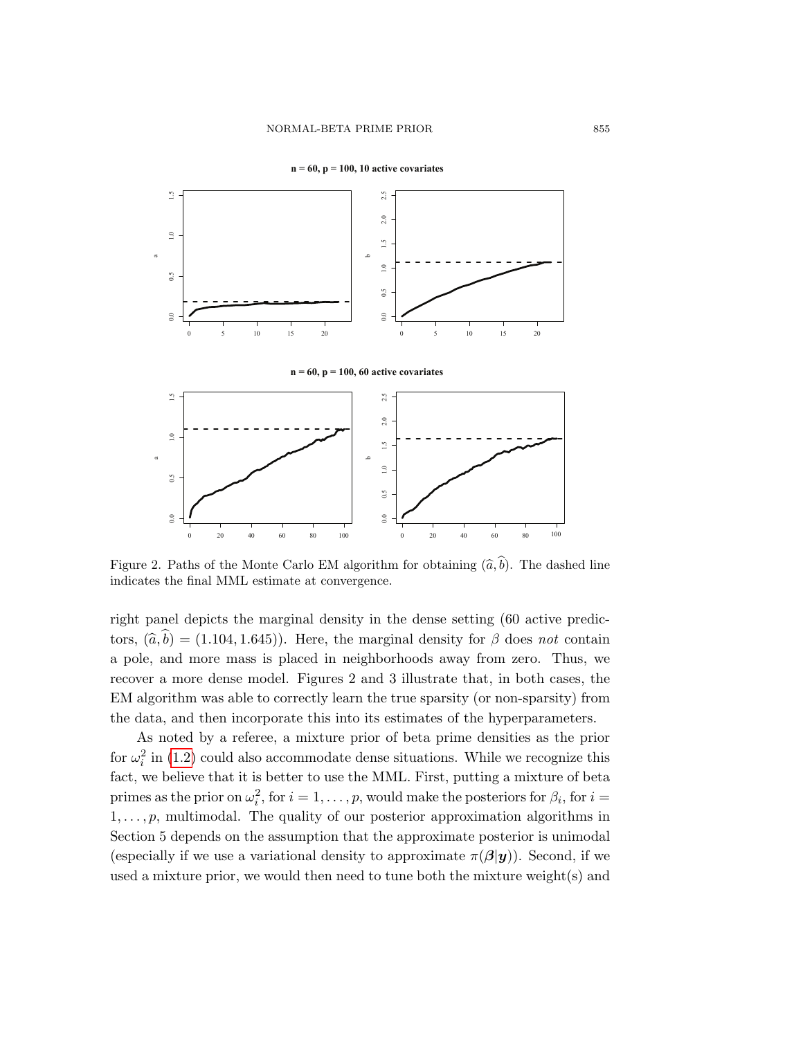**n = 60, p = 100, 10 active covariates**

**n = 60, p = 100, 60 active covariates**

Figure 2. Paths of the Monte Carlo EM algorithm for obtaining $(\widehat{a}, \widehat{b})$. The dashed line indicates the final MML estimate at convergence.

right panel depicts the marginal density in the dense setting (60 active predictors, $(\widehat{a}, \widehat{b}) = (1.104, 1.645)$). Here, the marginal density for $\beta$ does *not* contain a pole, and more mass is placed in neighborhoods away from zero. Thus, we recover a more dense model. Figures 2 and 3 illustrate that, in both cases, the EM algorithm was able to correctly learn the true sparsity (or non-sparsity) from the data, and then incorporate this into its estimates of the hyperparameters.

As noted by a referee, a mixture prior of beta prime densities as the prior for $\omega_i^2$ in (1.2) could also accommodate dense situations. While we recognize this fact, we believe that it is better to use the MML. First, putting a mixture of beta primes as the prior on $\omega_i^2$, for $i = 1, \ldots, p$, would make the posteriors for $\beta_i$, for $i = 1, \ldots, p$, multimodal. The quality of our posterior approximation algorithms in Section 5 depends on the assumption that the approximate posterior is unimodal (especially if we use a variational density to approximate $\pi(\boldsymbol{\beta}|\boldsymbol{y})$). Second, if we used a mixture prior, we would then need to tune both the mixture weight(s) and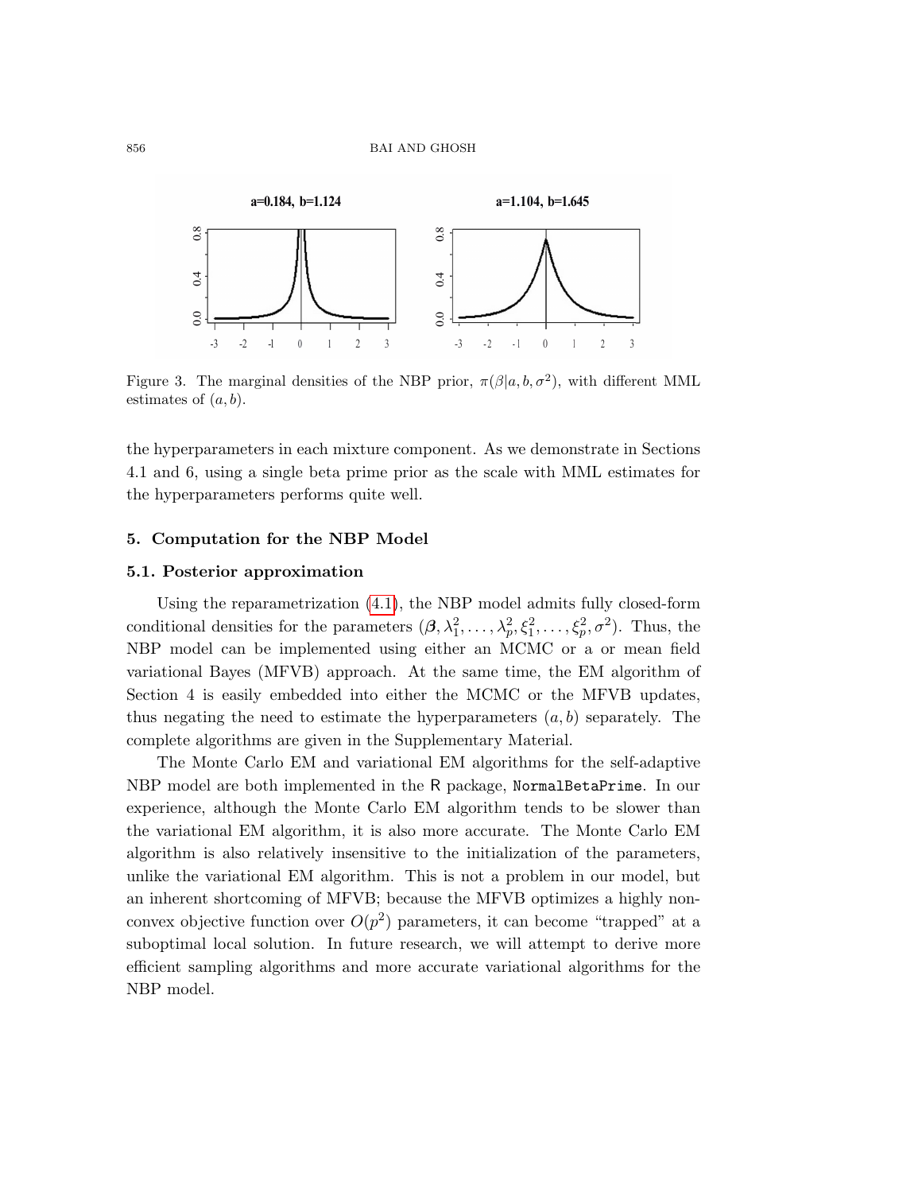Figure 3. The marginal densities of the NBP prior, $\pi(\beta|a, b, \sigma^2)$, with different MML estimates of $(a, b)$.

the hyperparameters in each mixture component. As we demonstrate in Sections 4.1 and 6, using a single beta prime prior as the scale with MML estimates for the hyperparameters performs quite well.

## 5. Computation for the NBP Model

### 5.1. Posterior approximation

Using the reparametrization (4.1), the NBP model admits fully closed-form conditional densities for the parameters $(\boldsymbol{\beta}, \lambda_1^2, \ldots, \lambda_p^2, \xi_1^2, \ldots, \xi_p^2, \sigma^2)$. Thus, the NBP model can be implemented using either an MCMC or a or mean field variational Bayes (MFVB) approach. At the same time, the EM algorithm of Section 4 is easily embedded into either the MCMC or the MFVB updates, thus negating the need to estimate the hyperparameters $(a, b)$ separately. The complete algorithms are given in the Supplementary Material.

The Monte Carlo EM and variational EM algorithms for the self-adaptive NBP model are both implemented in the R package, `NormalBetaPrime`. In our experience, although the Monte Carlo EM algorithm tends to be slower than the variational EM algorithm, it is also more accurate. The Monte Carlo EM algorithm is also relatively insensitive to the initialization of the parameters, unlike the variational EM algorithm. This is not a problem in our model, but an inherent shortcoming of MFVB; because the MFVB optimizes a highly non-convex objective function over $O(p^2)$ parameters, it can become "trapped" at a suboptimal local solution. In future research, we will attempt to derive more efficient sampling algorithms and more accurate variational algorithms for the NBP model.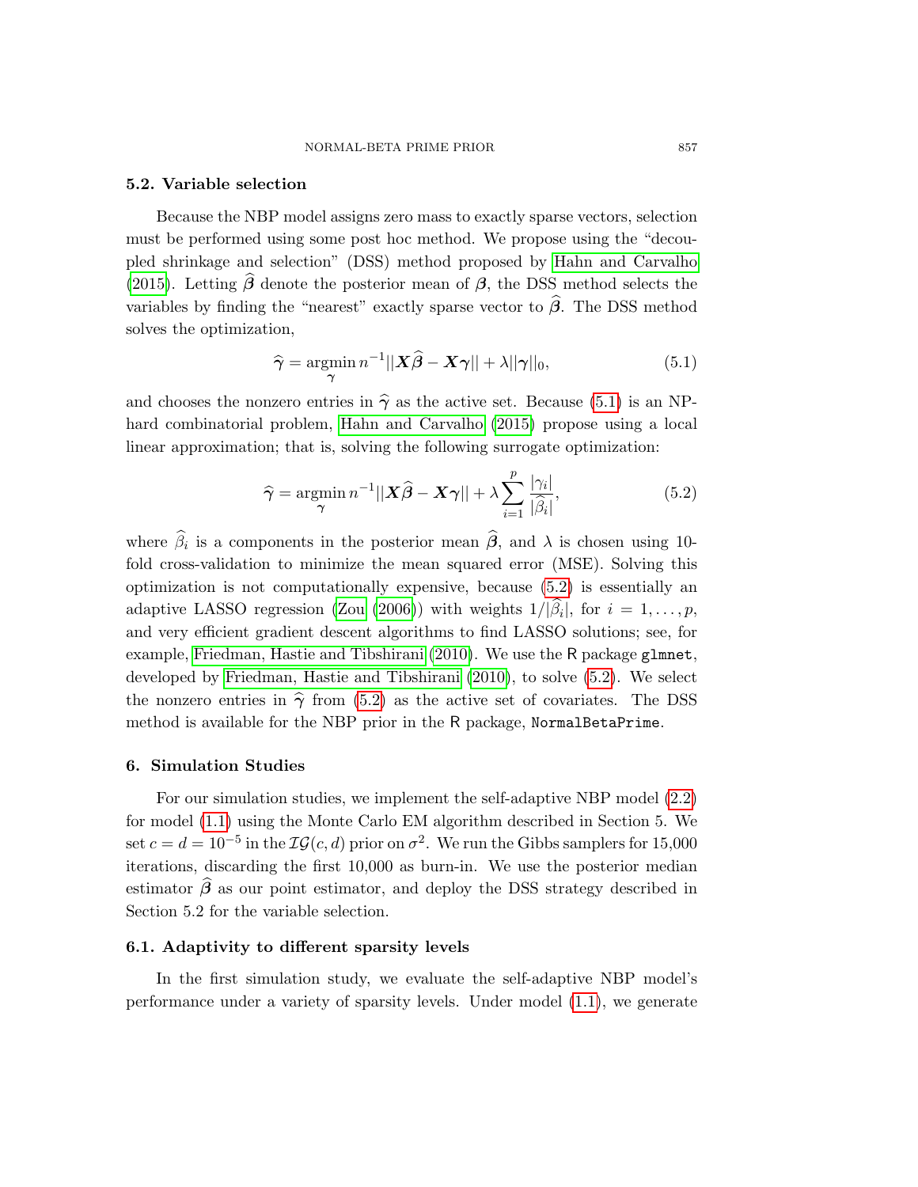### 5.2. Variable selection

Because the NBP model assigns zero mass to exactly sparse vectors, selection must be performed using some post hoc method. We propose using the "decoupled shrinkage and selection" (DSS) method proposed by Hahn and Carvalho (2015). Letting $\widehat{\boldsymbol{\beta}}$ denote the posterior mean of $\boldsymbol{\beta}$, the DSS method selects the variables by finding the "nearest" exactly sparse vector to $\widehat{\boldsymbol{\beta}}$. The DSS method solves the optimization,

$$\widehat{\boldsymbol{\gamma}} = \underset{\boldsymbol{\gamma}}{\operatorname{argmin}}\, n^{-1}||\boldsymbol{X}\widehat{\boldsymbol{\beta}} - \boldsymbol{X}\boldsymbol{\gamma}|| + \lambda||\boldsymbol{\gamma}||_0, \tag{5.1}$$

and chooses the nonzero entries in $\widehat{\boldsymbol{\gamma}}$ as the active set. Because (5.1) is an NP-hard combinatorial problem, Hahn and Carvalho (2015) propose using a local linear approximation; that is, solving the following surrogate optimization:

$$\widehat{\boldsymbol{\gamma}} = \underset{\boldsymbol{\gamma}}{\operatorname{argmin}}\, n^{-1}||\boldsymbol{X}\widehat{\boldsymbol{\beta}} - \boldsymbol{X}\boldsymbol{\gamma}|| + \lambda \sum_{i=1}^{p} \frac{|\gamma_i|}{|\widehat{\beta}_i|}, \tag{5.2}$$

where $\widehat{\beta}_i$ is a components in the posterior mean $\widehat{\boldsymbol{\beta}}$, and $\lambda$ is chosen using 10-fold cross-validation to minimize the mean squared error (MSE). Solving this optimization is not computationally expensive, because (5.2) is essentially an adaptive LASSO regression (Zou (2006)) with weights $1/|\widehat{\beta}_i|$, for $i = 1, \ldots, p$, and very efficient gradient descent algorithms to find LASSO solutions; see, for example, Friedman, Hastie and Tibshirani (2010). We use the R package `glmnet`, developed by Friedman, Hastie and Tibshirani (2010), to solve (5.2). We select the nonzero entries in $\widehat{\boldsymbol{\gamma}}$ from (5.2) as the active set of covariates. The DSS method is available for the NBP prior in the R package, `NormalBetaPrime`.

## 6. Simulation Studies

For our simulation studies, we implement the self-adaptive NBP model (2.2) for model (1.1) using the Monte Carlo EM algorithm described in Section 5. We set $c = d = 10^{-5}$ in the $\mathcal{IG}(c, d)$ prior on $\sigma^2$. We run the Gibbs samplers for 15,000 iterations, discarding the first 10,000 as burn-in. We use the posterior median estimator $\widehat{\boldsymbol{\beta}}$ as our point estimator, and deploy the DSS strategy described in Section 5.2 for the variable selection.

### 6.1. Adaptivity to different sparsity levels

In the first simulation study, we evaluate the self-adaptive NBP model's performance under a variety of sparsity levels. Under model (1.1), we generate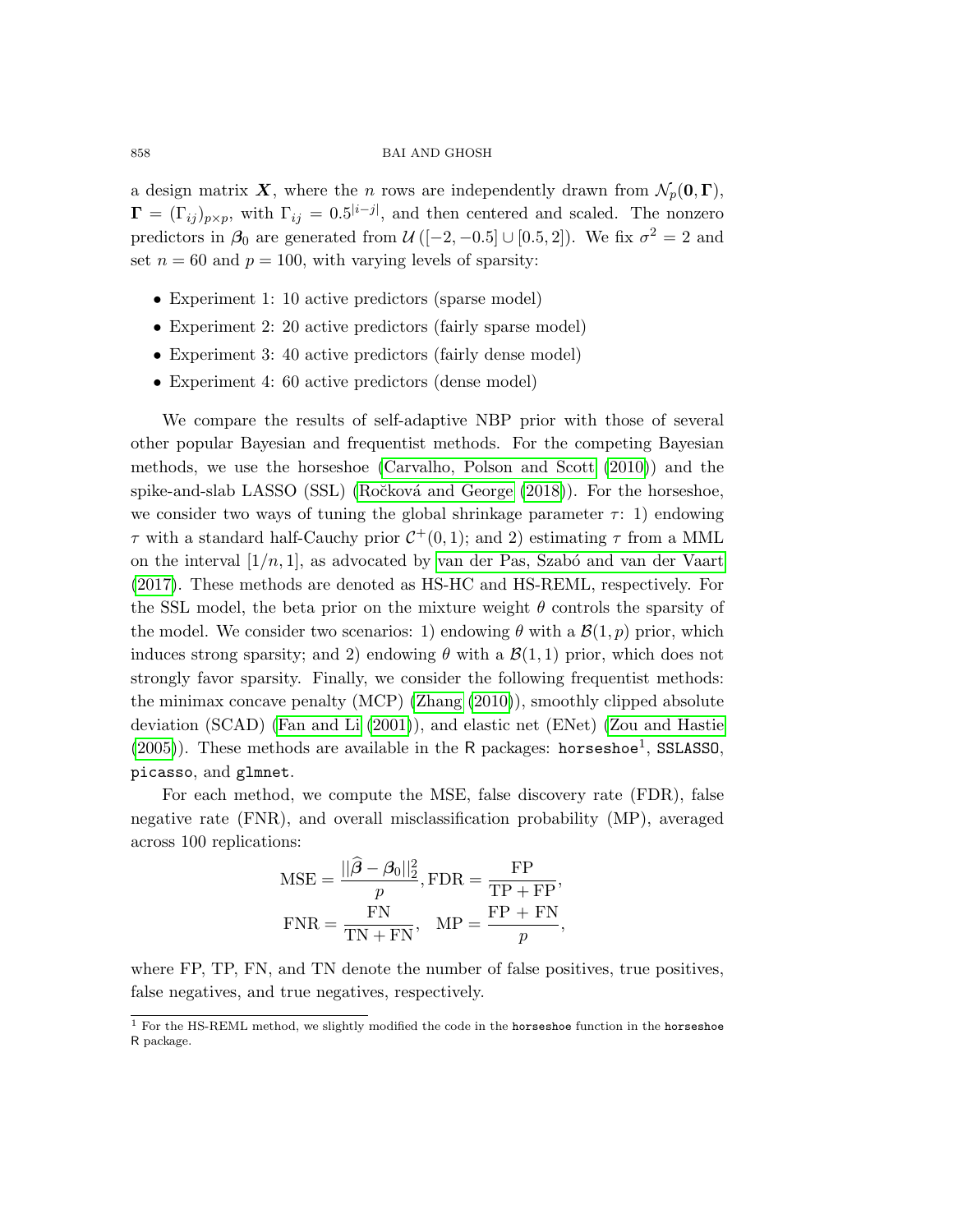a design matrix $\boldsymbol{X}$, where the $n$ rows are independently drawn from $\mathcal{N}_p(\mathbf{0}, \boldsymbol{\Gamma})$, $\boldsymbol{\Gamma} = (\Gamma_{ij})_{p \times p}$, with $\Gamma_{ij} = 0.5^{|i-j|}$, and then centered and scaled. The nonzero predictors in $\boldsymbol{\beta}_0$ are generated from $\mathcal{U}([-2, -0.5] \cup [0.5, 2])$. We fix $\sigma^2 = 2$ and set $n = 60$ and $p = 100$, with varying levels of sparsity:

- Experiment 1: 10 active predictors (sparse model)
- Experiment 2: 20 active predictors (fairly sparse model)
- Experiment 3: 40 active predictors (fairly dense model)
- Experiment 4: 60 active predictors (dense model)

We compare the results of self-adaptive NBP prior with those of several other popular Bayesian and frequentist methods. For the competing Bayesian methods, we use the horseshoe (Carvalho, Polson and Scott (2010)) and the spike-and-slab LASSO (SSL) (Ročková and George (2018)). For the horseshoe, we consider two ways of tuning the global shrinkage parameter $\tau$: 1) endowing $\tau$ with a standard half-Cauchy prior $\mathcal{C}^+(0, 1)$; and 2) estimating $\tau$ from a MML on the interval $[1/n, 1]$, as advocated by van der Pas, Szabó and van der Vaart (2017). These methods are denoted as HS-HC and HS-REML, respectively. For the SSL model, the beta prior on the mixture weight $\theta$ controls the sparsity of the model. We consider two scenarios: 1) endowing $\theta$ with a $\mathcal{B}(1, p)$ prior, which induces strong sparsity; and 2) endowing $\theta$ with a $\mathcal{B}(1, 1)$ prior, which does not strongly favor sparsity. Finally, we consider the following frequentist methods: the minimax concave penalty (MCP) (Zhang (2010)), smoothly clipped absolute deviation (SCAD) (Fan and Li (2001)), and elastic net (ENet) (Zou and Hastie (2005)). These methods are available in the R packages: `horseshoe`[1], `SSLASSO`, `picasso`, and `glmnet`.

For each method, we compute the MSE, false discovery rate (FDR), false negative rate (FNR), and overall misclassification probability (MP), averaged across 100 replications:

$$
\text{MSE} = \frac{||\widehat{\boldsymbol{\beta}} - \boldsymbol{\beta}_0||_2^2}{p}, \text{FDR} = \frac{\text{FP}}{\text{TP} + \text{FP}},
$$

$$
\text{FNR} = \frac{\text{FN}}{\text{TN} + \text{FN}}, \quad \text{MP} = \frac{\text{FP} + \text{FN}}{p},
$$

where FP, TP, FN, and TN denote the number of false positives, true positives, false negatives, and true negatives, respectively.

[1] For the HS-REML method, we slightly modified the code in the `horseshoe` function in the `horseshoe` R package.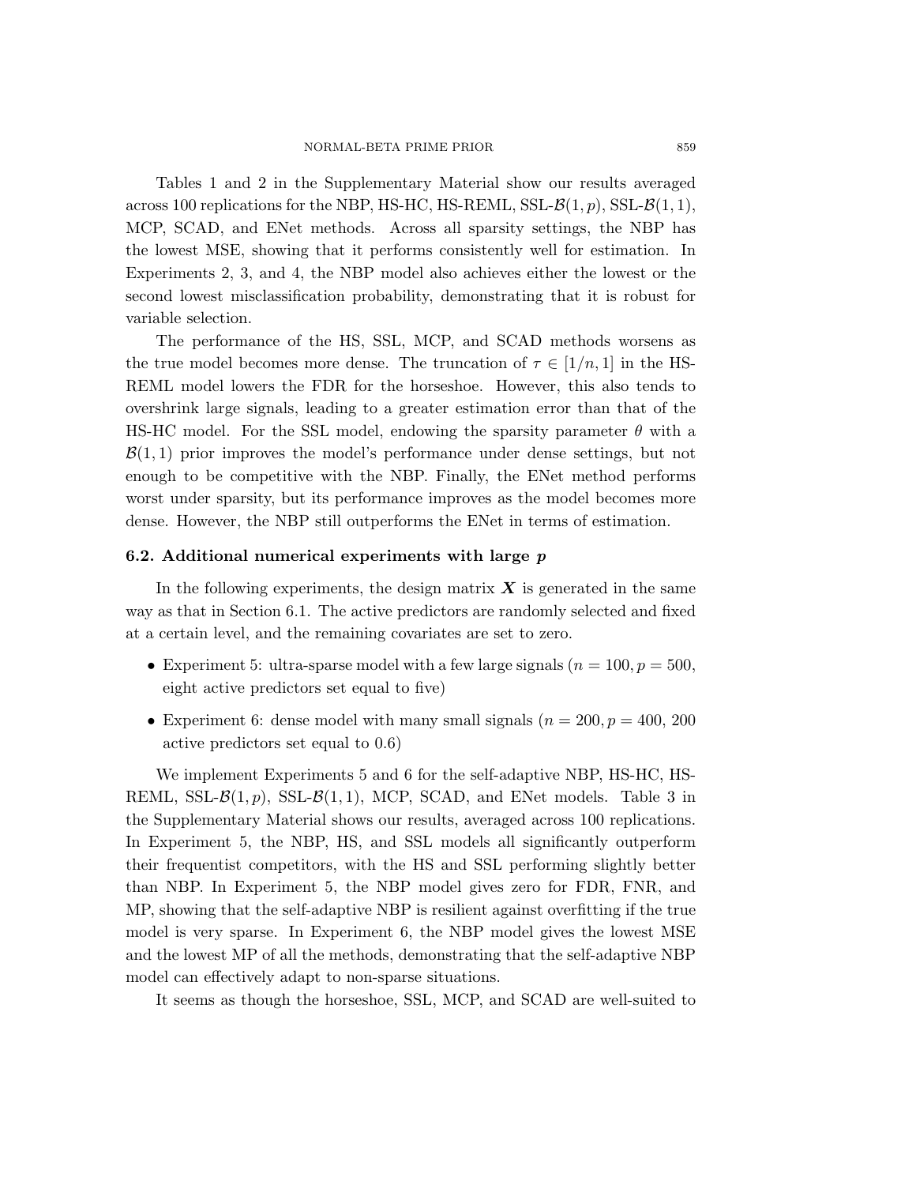Tables 1 and 2 in the Supplementary Material show our results averaged across 100 replications for the NBP, HS-HC, HS-REML, SSL-$\mathcal{B}(1, p)$, SSL-$\mathcal{B}(1, 1)$, MCP, SCAD, and ENet methods. Across all sparsity settings, the NBP has the lowest MSE, showing that it performs consistently well for estimation. In Experiments 2, 3, and 4, the NBP model also achieves either the lowest or the second lowest misclassification probability, demonstrating that it is robust for variable selection.

The performance of the HS, SSL, MCP, and SCAD methods worsens as the true model becomes more dense. The truncation of $\tau \in [1/n, 1]$ in the HS-REML model lowers the FDR for the horseshoe. However, this also tends to overshrink large signals, leading to a greater estimation error than that of the HS-HC model. For the SSL model, endowing the sparsity parameter $\theta$ with a $\mathcal{B}(1, 1)$ prior improves the model's performance under dense settings, but not enough to be competitive with the NBP. Finally, the ENet method performs worst under sparsity, but its performance improves as the model becomes more dense. However, the NBP still outperforms the ENet in terms of estimation.

### 6.2. Additional numerical experiments with large $p$

In the following experiments, the design matrix $\boldsymbol{X}$ is generated in the same way as that in Section 6.1. The active predictors are randomly selected and fixed at a certain level, and the remaining covariates are set to zero.

- Experiment 5: ultra-sparse model with a few large signals ($n = 100, p = 500$, eight active predictors set equal to five)
- Experiment 6: dense model with many small signals ($n = 200, p = 400$, 200 active predictors set equal to 0.6)

We implement Experiments 5 and 6 for the self-adaptive NBP, HS-HC, HS-REML, SSL-$\mathcal{B}(1, p)$, SSL-$\mathcal{B}(1, 1)$, MCP, SCAD, and ENet models. Table 3 in the Supplementary Material shows our results, averaged across 100 replications. In Experiment 5, the NBP, HS, and SSL models all significantly outperform their frequentist competitors, with the HS and SSL performing slightly better than NBP. In Experiment 5, the NBP model gives zero for FDR, FNR, and MP, showing that the self-adaptive NBP is resilient against overfitting if the true model is very sparse. In Experiment 6, the NBP model gives the lowest MSE and the lowest MP of all the methods, demonstrating that the self-adaptive NBP model can effectively adapt to non-sparse situations.

It seems as though the horseshoe, SSL, MCP, and SCAD are well-suited to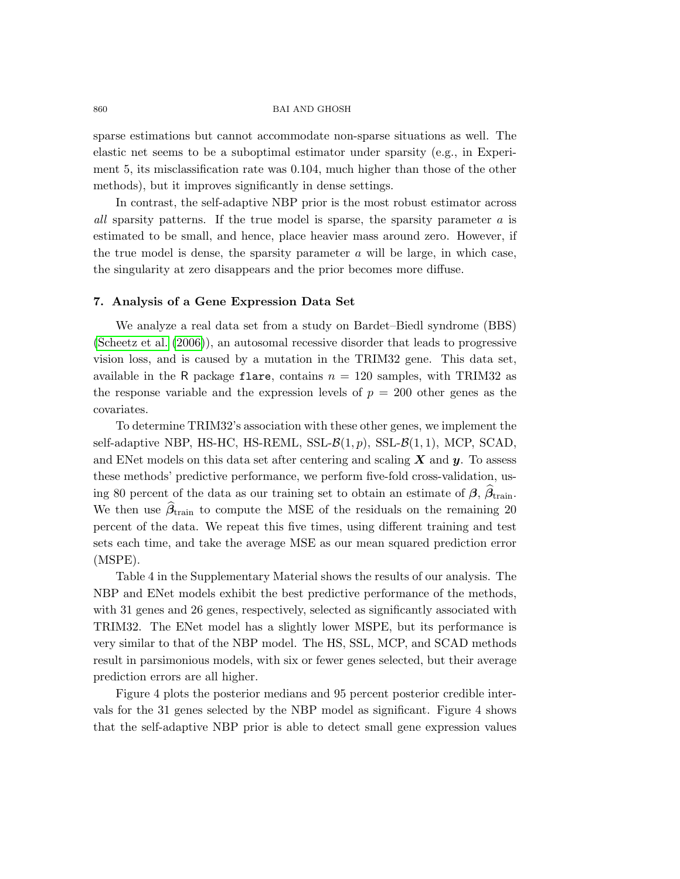sparse estimations but cannot accommodate non-sparse situations as well. The elastic net seems to be a suboptimal estimator under sparsity (e.g., in Experiment 5, its misclassification rate was 0.104, much higher than those of the other methods), but it improves significantly in dense settings.

In contrast, the self-adaptive NBP prior is the most robust estimator across *all* sparsity patterns. If the true model is sparse, the sparsity parameter $a$ is estimated to be small, and hence, place heavier mass around zero. However, if the true model is dense, the sparsity parameter $a$ will be large, in which case, the singularity at zero disappears and the prior becomes more diffuse.

## 7. Analysis of a Gene Expression Data Set

We analyze a real data set from a study on Bardet–Biedl syndrome (BBS) (Scheetz et al. (2006)), an autosomal recessive disorder that leads to progressive vision loss, and is caused by a mutation in the TRIM32 gene. This data set, available in the R package `flare`, contains $n = 120$ samples, with TRIM32 as the response variable and the expression levels of $p = 200$ other genes as the covariates.

To determine TRIM32's association with these other genes, we implement the self-adaptive NBP, HS-HC, HS-REML, SSL-$\mathcal{B}(1, p)$, SSL-$\mathcal{B}(1, 1)$, MCP, SCAD, and ENet models on this data set after centering and scaling $\boldsymbol{X}$ and $\boldsymbol{y}$. To assess these methods' predictive performance, we perform five-fold cross-validation, using 80 percent of the data as our training set to obtain an estimate of $\boldsymbol{\beta}$, $\widehat{\boldsymbol{\beta}}_{\text{train}}$. We then use $\widehat{\boldsymbol{\beta}}_{\text{train}}$ to compute the MSE of the residuals on the remaining 20 percent of the data. We repeat this five times, using different training and test sets each time, and take the average MSE as our mean squared prediction error (MSPE).

Table 4 in the Supplementary Material shows the results of our analysis. The NBP and ENet models exhibit the best predictive performance of the methods, with 31 genes and 26 genes, respectively, selected as significantly associated with TRIM32. The ENet model has a slightly lower MSPE, but its performance is very similar to that of the NBP model. The HS, SSL, MCP, and SCAD methods result in parsimonious models, with six or fewer genes selected, but their average prediction errors are all higher.

Figure 4 plots the posterior medians and 95 percent posterior credible intervals for the 31 genes selected by the NBP model as significant. Figure 4 shows that the self-adaptive NBP prior is able to detect small gene expression values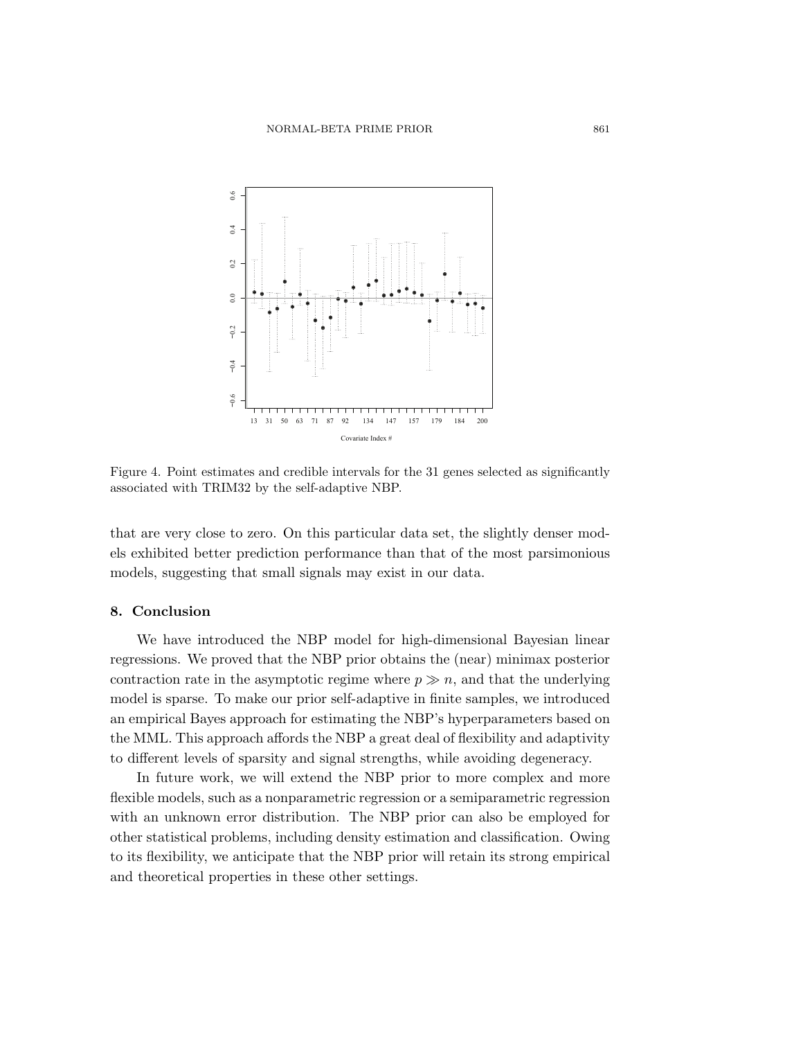Figure 4. Point estimates and credible intervals for the 31 genes selected as significantly associated with TRIM32 by the self-adaptive NBP.

that are very close to zero. On this particular data set, the slightly denser models exhibited better prediction performance than that of the most parsimonious models, suggesting that small signals may exist in our data.

## 8. Conclusion

We have introduced the NBP model for high-dimensional Bayesian linear regressions. We proved that the NBP prior obtains the (near) minimax posterior contraction rate in the asymptotic regime where $p \gg n$, and that the underlying model is sparse. To make our prior self-adaptive in finite samples, we introduced an empirical Bayes approach for estimating the NBP's hyperparameters based on the MML. This approach affords the NBP a great deal of flexibility and adaptivity to different levels of sparsity and signal strengths, while avoiding degeneracy.

In future work, we will extend the NBP prior to more complex and more flexible models, such as a nonparametric regression or a semiparametric regression with an unknown error distribution. The NBP prior can also be employed for other statistical problems, including density estimation and classification. Owing to its flexibility, we anticipate that the NBP prior will retain its strong empirical and theoretical properties in these other settings.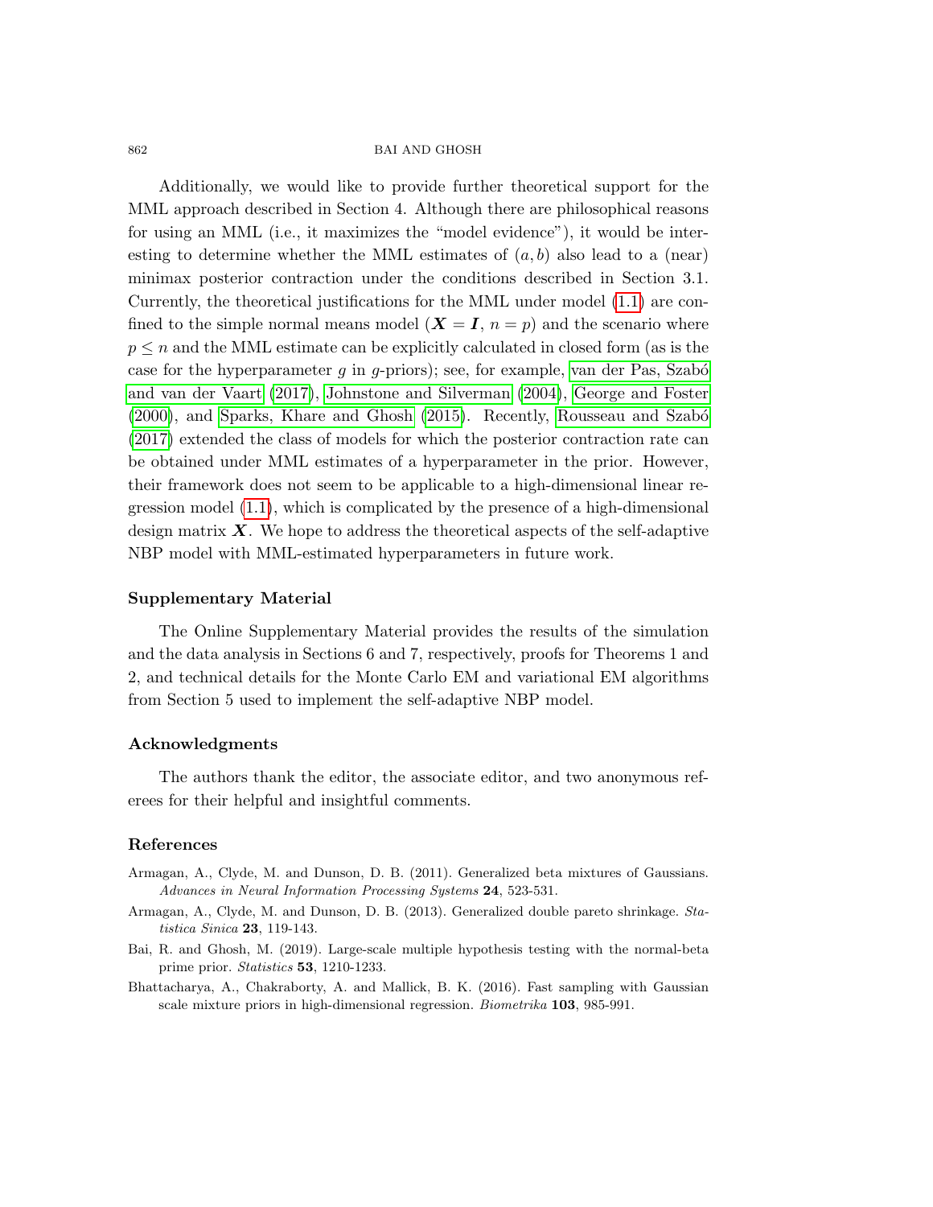Additionally, we would like to provide further theoretical support for the MML approach described in Section 4. Although there are philosophical reasons for using an MML (i.e., it maximizes the "model evidence"), it would be interesting to determine whether the MML estimates of $(a, b)$ also lead to a (near) minimax posterior contraction under the conditions described in Section 3.1. Currently, the theoretical justifications for the MML under model (1.1) are confined to the simple normal means model ($\boldsymbol{X} = \boldsymbol{I}$, $n = p$) and the scenario where $p \leq n$ and the MML estimate can be explicitly calculated in closed form (as is the case for the hyperparameter $g$ in $g$-priors); see, for example, van der Pas, Szabó and van der Vaart (2017), Johnstone and Silverman (2004), George and Foster (2000), and Sparks, Khare and Ghosh (2015). Recently, Rousseau and Szabó (2017) extended the class of models for which the posterior contraction rate can be obtained under MML estimates of a hyperparameter in the prior. However, their framework does not seem to be applicable to a high-dimensional linear regression model (1.1), which is complicated by the presence of a high-dimensional design matrix $\boldsymbol{X}$. We hope to address the theoretical aspects of the self-adaptive NBP model with MML-estimated hyperparameters in future work.

## Supplementary Material

The Online Supplementary Material provides the results of the simulation and the data analysis in Sections 6 and 7, respectively, proofs for Theorems 1 and 2, and technical details for the Monte Carlo EM and variational EM algorithms from Section 5 used to implement the self-adaptive NBP model.

## Acknowledgments

The authors thank the editor, the associate editor, and two anonymous referees for their helpful and insightful comments.

## References

Armagan, A., Clyde, M. and Dunson, D. B. (2011). Generalized beta mixtures of Gaussians. *Advances in Neural Information Processing Systems* **24**, 523-531.

Armagan, A., Clyde, M. and Dunson, D. B. (2013). Generalized double pareto shrinkage. *Statistica Sinica* **23**, 119-143.

Bai, R. and Ghosh, M. (2019). Large-scale multiple hypothesis testing with the normal-beta prime prior. *Statistics* **53**, 1210-1233.

Bhattacharya, A., Chakraborty, A. and Mallick, B. K. (2016). Fast sampling with Gaussian scale mixture priors in high-dimensional regression. *Biometrika* **103**, 985-991.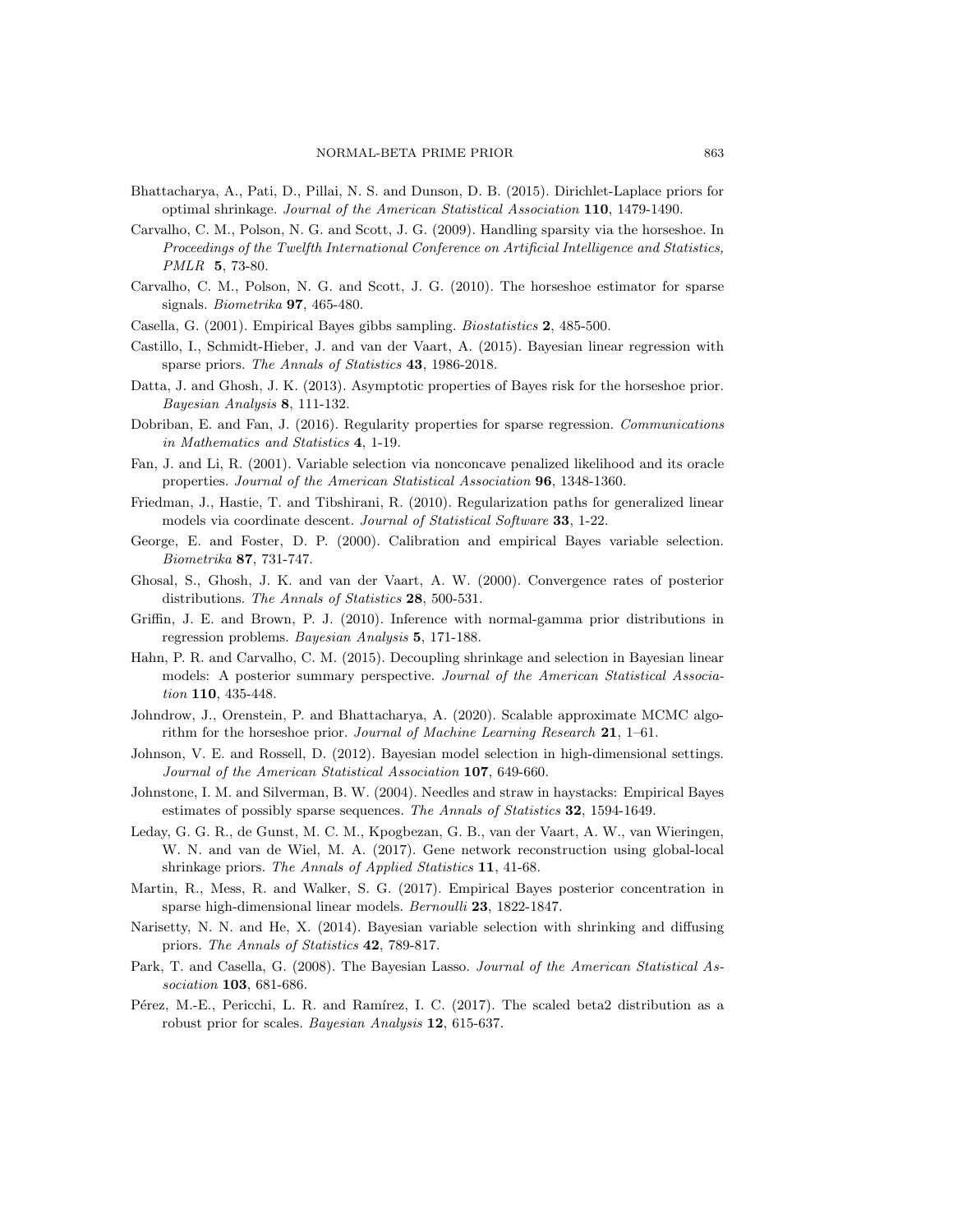Bhattacharya, A., Pati, D., Pillai, N. S. and Dunson, D. B. (2015). Dirichlet-Laplace priors for optimal shrinkage. *Journal of the American Statistical Association* **110**, 1479-1490.

Carvalho, C. M., Polson, N. G. and Scott, J. G. (2009). Handling sparsity via the horseshoe. In *Proceedings of the Twelfth International Conference on Artificial Intelligence and Statistics, PMLR* **5**, 73-80.

Carvalho, C. M., Polson, N. G. and Scott, J. G. (2010). The horseshoe estimator for sparse signals. *Biometrika* **97**, 465-480.

Casella, G. (2001). Empirical Bayes gibbs sampling. *Biostatistics* **2**, 485-500.

Castillo, I., Schmidt-Hieber, J. and van der Vaart, A. (2015). Bayesian linear regression with sparse priors. *The Annals of Statistics* **43**, 1986-2018.

Datta, J. and Ghosh, J. K. (2013). Asymptotic properties of Bayes risk for the horseshoe prior. *Bayesian Analysis* **8**, 111-132.

Dobriban, E. and Fan, J. (2016). Regularity properties for sparse regression. *Communications in Mathematics and Statistics* **4**, 1-19.

Fan, J. and Li, R. (2001). Variable selection via nonconcave penalized likelihood and its oracle properties. *Journal of the American Statistical Association* **96**, 1348-1360.

Friedman, J., Hastie, T. and Tibshirani, R. (2010). Regularization paths for generalized linear models via coordinate descent. *Journal of Statistical Software* **33**, 1-22.

George, E. and Foster, D. P. (2000). Calibration and empirical Bayes variable selection. *Biometrika* **87**, 731-747.

Ghosal, S., Ghosh, J. K. and van der Vaart, A. W. (2000). Convergence rates of posterior distributions. *The Annals of Statistics* **28**, 500-531.

Griffin, J. E. and Brown, P. J. (2010). Inference with normal-gamma prior distributions in regression problems. *Bayesian Analysis* **5**, 171-188.

Hahn, P. R. and Carvalho, C. M. (2015). Decoupling shrinkage and selection in Bayesian linear models: A posterior summary perspective. *Journal of the American Statistical Association* **110**, 435-448.

Johndrow, J., Orenstein, P. and Bhattacharya, A. (2020). Scalable approximate MCMC algorithm for the horseshoe prior. *Journal of Machine Learning Research* **21**, 1–61.

Johnson, V. E. and Rossell, D. (2012). Bayesian model selection in high-dimensional settings. *Journal of the American Statistical Association* **107**, 649-660.

Johnstone, I. M. and Silverman, B. W. (2004). Needles and straw in haystacks: Empirical Bayes estimates of possibly sparse sequences. *The Annals of Statistics* **32**, 1594-1649.

Leday, G. G. R., de Gunst, M. C. M., Kpogbezan, G. B., van der Vaart, A. W., van Wieringen, W. N. and van de Wiel, M. A. (2017). Gene network reconstruction using global-local shrinkage priors. *The Annals of Applied Statistics* **11**, 41-68.

Martin, R., Mess, R. and Walker, S. G. (2017). Empirical Bayes posterior concentration in sparse high-dimensional linear models. *Bernoulli* **23**, 1822-1847.

Narisetty, N. N. and He, X. (2014). Bayesian variable selection with shrinking and diffusing priors. *The Annals of Statistics* **42**, 789-817.

Park, T. and Casella, G. (2008). The Bayesian Lasso. *Journal of the American Statistical Association* **103**, 681-686.

Pérez, M.-E., Pericchi, L. R. and Ramírez, I. C. (2017). The scaled beta2 distribution as a robust prior for scales. *Bayesian Analysis* **12**, 615-637.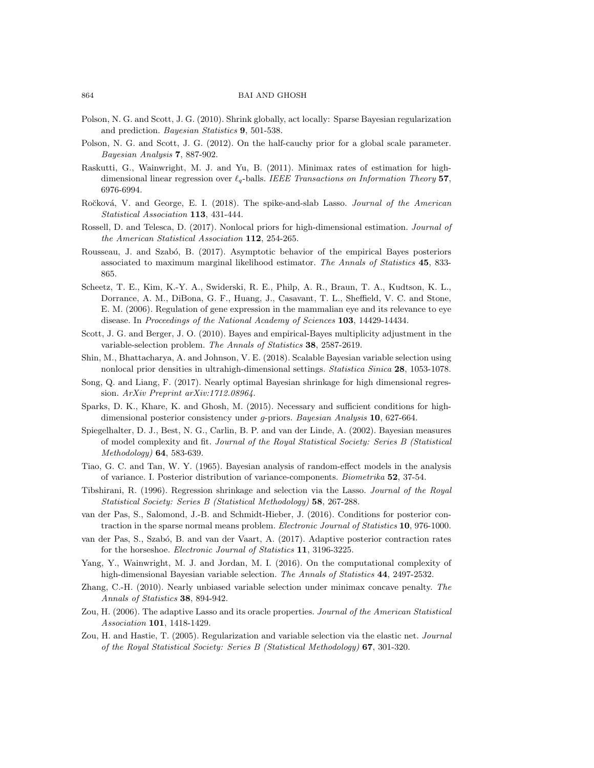Polson, N. G. and Scott, J. G. (2010). Shrink globally, act locally: Sparse Bayesian regularization and prediction. *Bayesian Statistics* **9**, 501-538.

Polson, N. G. and Scott, J. G. (2012). On the half-cauchy prior for a global scale parameter. *Bayesian Analysis* **7**, 887-902.

Raskutti, G., Wainwright, M. J. and Yu, B. (2011). Minimax rates of estimation for high-dimensional linear regression over $\ell_q$-balls. *IEEE Transactions on Information Theory* **57**, 6976-6994.

Ročková, V. and George, E. I. (2018). The spike-and-slab Lasso. *Journal of the American Statistical Association* **113**, 431-444.

Rossell, D. and Telesca, D. (2017). Nonlocal priors for high-dimensional estimation. *Journal of the American Statistical Association* **112**, 254-265.

Rousseau, J. and Szabó, B. (2017). Asymptotic behavior of the empirical Bayes posteriors associated to maximum marginal likelihood estimator. *The Annals of Statistics* **45**, 833-865.

Scheetz, T. E., Kim, K.-Y. A., Swiderski, R. E., Philp, A. R., Braun, T. A., Kudtson, K. L., Dorrance, A. M., DiBona, G. F., Huang, J., Casavant, T. L., Sheffield, V. C. and Stone, E. M. (2006). Regulation of gene expression in the mammalian eye and its relevance to eye disease. In *Proceedings of the National Academy of Sciences* **103**, 14429-14434.

Scott, J. G. and Berger, J. O. (2010). Bayes and empirical-Bayes multiplicity adjustment in the variable-selection problem. *The Annals of Statistics* **38**, 2587-2619.

Shin, M., Bhattacharya, A. and Johnson, V. E. (2018). Scalable Bayesian variable selection using nonlocal prior densities in ultrahigh-dimensional settings. *Statistica Sinica* **28**, 1053-1078.

Song, Q. and Liang, F. (2017). Nearly optimal Bayesian shrinkage for high dimensional regression. *ArXiv Preprint arXiv:1712.08964*.

Sparks, D. K., Khare, K. and Ghosh, M. (2015). Necessary and sufficient conditions for high-dimensional posterior consistency under $g$-priors. *Bayesian Analysis* **10**, 627-664.

Spiegelhalter, D. J., Best, N. G., Carlin, B. P. and van der Linde, A. (2002). Bayesian measures of model complexity and fit. *Journal of the Royal Statistical Society: Series B (Statistical Methodology)* **64**, 583-639.

Tiao, G. C. and Tan, W. Y. (1965). Bayesian analysis of random-effect models in the analysis of variance. I. Posterior distribution of variance-components. *Biometrika* **52**, 37-54.

Tibshirani, R. (1996). Regression shrinkage and selection via the Lasso. *Journal of the Royal Statistical Society: Series B (Statistical Methodology)* **58**, 267-288.

van der Pas, S., Salomond, J.-B. and Schmidt-Hieber, J. (2016). Conditions for posterior contraction in the sparse normal means problem. *Electronic Journal of Statistics* **10**, 976-1000.

van der Pas, S., Szabó, B. and van der Vaart, A. (2017). Adaptive posterior contraction rates for the horseshoe. *Electronic Journal of Statistics* **11**, 3196-3225.

Yang, Y., Wainwright, M. J. and Jordan, M. I. (2016). On the computational complexity of high-dimensional Bayesian variable selection. *The Annals of Statistics* **44**, 2497-2532.

Zhang, C.-H. (2010). Nearly unbiased variable selection under minimax concave penalty. *The Annals of Statistics* **38**, 894-942.

Zou, H. (2006). The adaptive Lasso and its oracle properties. *Journal of the American Statistical Association* **101**, 1418-1429.

Zou, H. and Hastie, T. (2005). Regularization and variable selection via the elastic net. *Journal of the Royal Statistical Society: Series B (Statistical Methodology)* **67**, 301-320.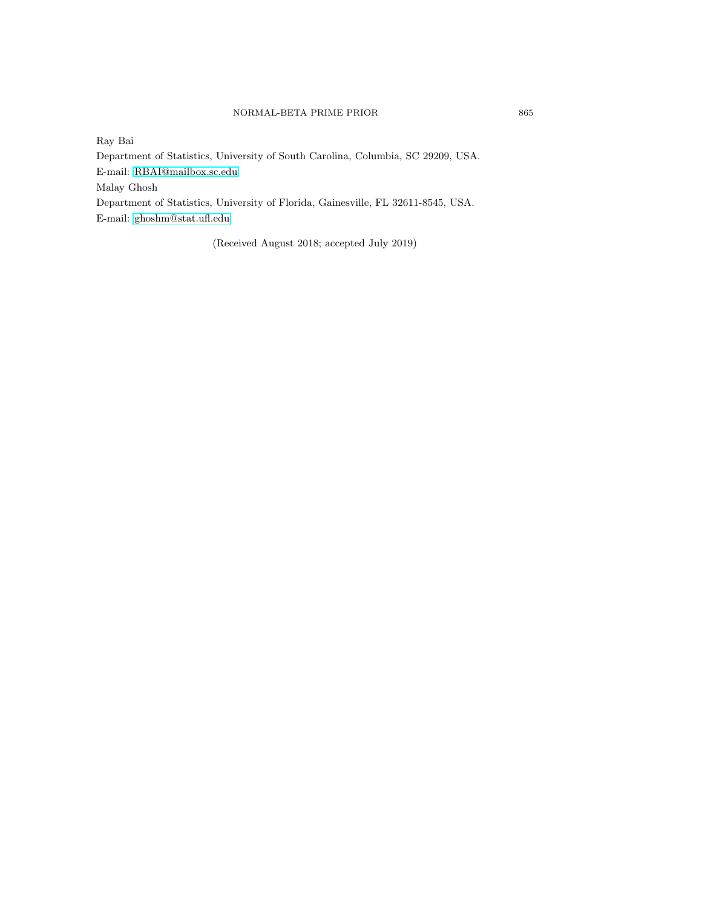Ray Bai

Department of Statistics, University of South Carolina, Columbia, SC 29209, USA.

E-mail: RBAI@mailbox.sc.edu

Malay Ghosh

Department of Statistics, University of Florida, Gainesville, FL 32611-8545, USA.

E-mail: ghoshm@stat.ufl.edu

(Received August 2018; accepted July 2019)